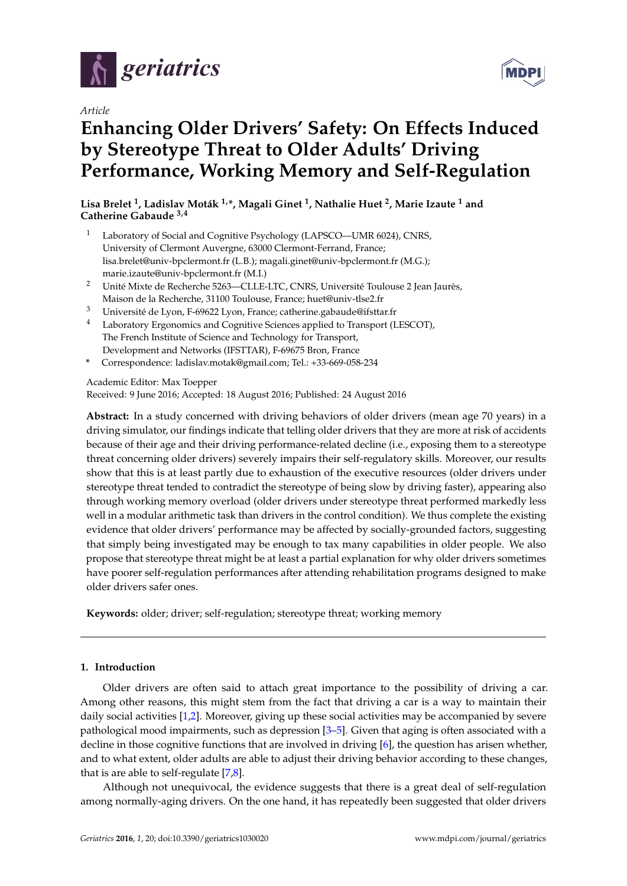*Article*

# Enhancing Older Drivers' Safety: On Effects Induced by Stereotype Threat to Older Adults' Driving Performance, Working Memory and Self-Regulation

**Lisa Brelet [1], Ladislav Moták [1,*], Magali Ginet [1], Nathalie Huet [2], Marie Izaute [1] and Catherine Gabaude [3,4]**

1. Laboratory of Social and Cognitive Psychology (LAPSCO—UMR 6024), CNRS, University of Clermont Auvergne, 63000 Clermont-Ferrand, France; lisa.brelet@univ-bpclermont.fr (L.B.); magali.ginet@univ-bpclermont.fr (M.G.); marie.izaute@univ-bpclermont.fr (M.I.)
2. Unité Mixte de Recherche 5263—CLLE-LTC, CNRS, Université Toulouse 2 Jean Jaurès, Maison de la Recherche, 31100 Toulouse, France; huet@univ-tlse2.fr
3. Université de Lyon, F-69622 Lyon, France; catherine.gabaude@ifsttar.fr
4. Laboratory Ergonomics and Cognitive Sciences applied to Transport (LESCOT), The French Institute of Science and Technology for Transport, Development and Networks (IFSTTAR), F-69675 Bron, France

\* Correspondence: ladislav.motak@gmail.com; Tel.: +33-669-058-234

Academic Editor: Max Toepper

Received: 9 June 2016; Accepted: 18 August 2016; Published: 24 August 2016

**Abstract:** In a study concerned with driving behaviors of older drivers (mean age 70 years) in a driving simulator, our findings indicate that telling older drivers that they are more at risk of accidents because of their age and their driving performance-related decline (i.e., exposing them to a stereotype threat concerning older drivers) severely impairs their self-regulatory skills. Moreover, our results show that this is at least partly due to exhaustion of the executive resources (older drivers under stereotype threat tended to contradict the stereotype of being slow by driving faster), appearing also through working memory overload (older drivers under stereotype threat performed markedly less well in a modular arithmetic task than drivers in the control condition). We thus complete the existing evidence that older drivers' performance may be affected by socially-grounded factors, suggesting that simply being investigated may be enough to tax many capabilities in older people. We also propose that stereotype threat might be at least a partial explanation for why older drivers sometimes have poorer self-regulation performances after attending rehabilitation programs designed to make older drivers safer ones.

**Keywords:** older; driver; self-regulation; stereotype threat; working memory

## 1. Introduction

Older drivers are often said to attach great importance to the possibility of driving a car. Among other reasons, this might stem from the fact that driving a car is a way to maintain their daily social activities [1,2]. Moreover, giving up these social activities may be accompanied by severe pathological mood impairments, such as depression [3–5]. Given that aging is often associated with a decline in those cognitive functions that are involved in driving [6], the question has arisen whether, and to what extent, older adults are able to adjust their driving behavior according to these changes, that is are able to self-regulate [7,8].

Although not unequivocal, the evidence suggests that there is a great deal of self-regulation among normally-aging drivers. On the one hand, it has repeatedly been suggested that older drivers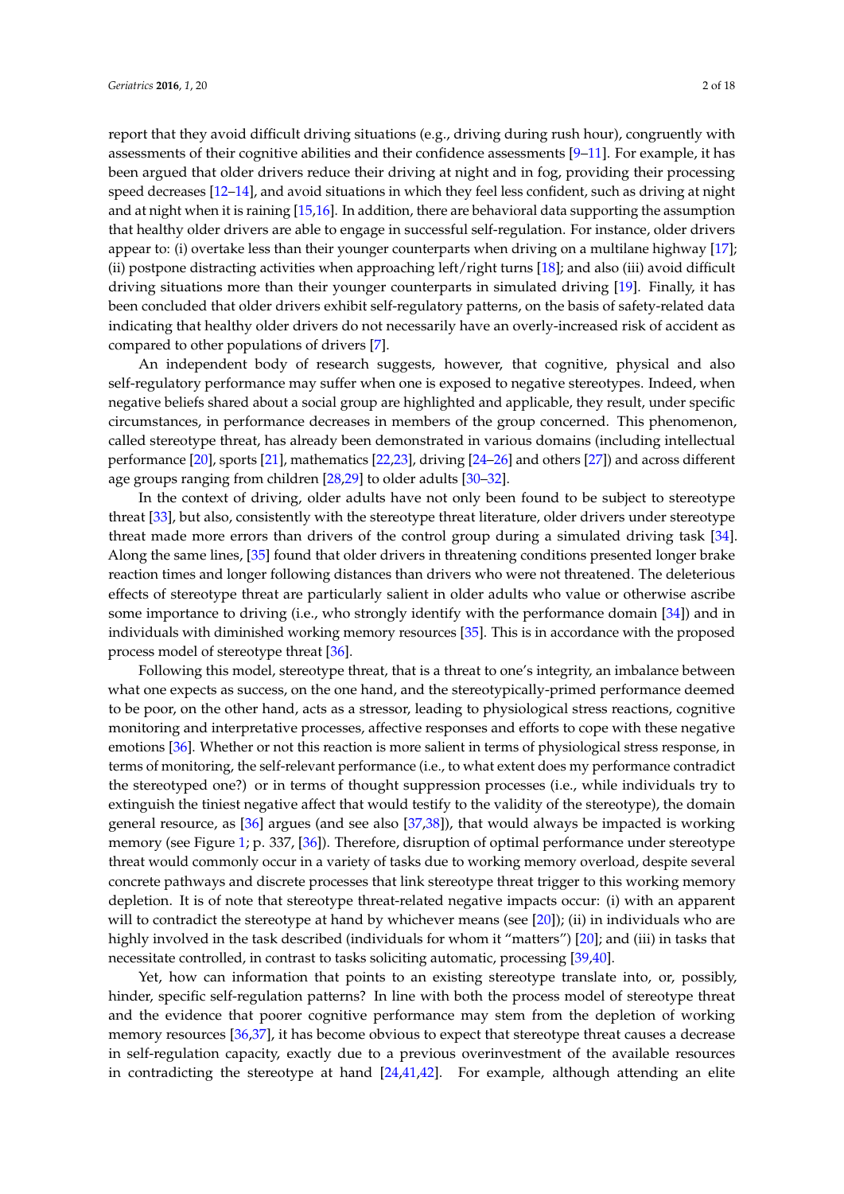report that they avoid difficult driving situations (e.g., driving during rush hour), congruently with assessments of their cognitive abilities and their confidence assessments [9–11]. For example, it has been argued that older drivers reduce their driving at night and in fog, providing their processing speed decreases [12–14], and avoid situations in which they feel less confident, such as driving at night and at night when it is raining [15,16]. In addition, there are behavioral data supporting the assumption that healthy older drivers are able to engage in successful self-regulation. For instance, older drivers appear to: (i) overtake less than their younger counterparts when driving on a multilane highway [17]; (ii) postpone distracting activities when approaching left/right turns [18]; and also (iii) avoid difficult driving situations more than their younger counterparts in simulated driving [19]. Finally, it has been concluded that older drivers exhibit self-regulatory patterns, on the basis of safety-related data indicating that healthy older drivers do not necessarily have an overly-increased risk of accident as compared to other populations of drivers [7].

An independent body of research suggests, however, that cognitive, physical and also self-regulatory performance may suffer when one is exposed to negative stereotypes. Indeed, when negative beliefs shared about a social group are highlighted and applicable, they result, under specific circumstances, in performance decreases in members of the group concerned. This phenomenon, called stereotype threat, has already been demonstrated in various domains (including intellectual performance [20], sports [21], mathematics [22,23], driving [24–26] and others [27]) and across different age groups ranging from children [28,29] to older adults [30–32].

In the context of driving, older adults have not only been found to be subject to stereotype threat [33], but also, consistently with the stereotype threat literature, older drivers under stereotype threat made more errors than drivers of the control group during a simulated driving task [34]. Along the same lines, [35] found that older drivers in threatening conditions presented longer brake reaction times and longer following distances than drivers who were not threatened. The deleterious effects of stereotype threat are particularly salient in older adults who value or otherwise ascribe some importance to driving (i.e., who strongly identify with the performance domain [34]) and in individuals with diminished working memory resources [35]. This is in accordance with the proposed process model of stereotype threat [36].

Following this model, stereotype threat, that is a threat to one's integrity, an imbalance between what one expects as success, on the one hand, and the stereotypically-primed performance deemed to be poor, on the other hand, acts as a stressor, leading to physiological stress reactions, cognitive monitoring and interpretative processes, affective responses and efforts to cope with these negative emotions [36]. Whether or not this reaction is more salient in terms of physiological stress response, in terms of monitoring, the self-relevant performance (i.e., to what extent does my performance contradict the stereotyped one?) or in terms of thought suppression processes (i.e., while individuals try to extinguish the tiniest negative affect that would testify to the validity of the stereotype), the domain general resource, as [36] argues (and see also [37,38]), that would always be impacted is working memory (see Figure 1; p. 337, [36]). Therefore, disruption of optimal performance under stereotype threat would commonly occur in a variety of tasks due to working memory overload, despite several concrete pathways and discrete processes that link stereotype threat trigger to this working memory depletion. It is of note that stereotype threat-related negative impacts occur: (i) with an apparent will to contradict the stereotype at hand by whichever means (see [20]); (ii) in individuals who are highly involved in the task described (individuals for whom it "matters") [20]; and (iii) in tasks that necessitate controlled, in contrast to tasks soliciting automatic, processing [39,40].

Yet, how can information that points to an existing stereotype translate into, or, possibly, hinder, specific self-regulation patterns? In line with both the process model of stereotype threat and the evidence that poorer cognitive performance may stem from the depletion of working memory resources [36,37], it has become obvious to expect that stereotype threat causes a decrease in self-regulation capacity, exactly due to a previous overinvestment of the available resources in contradicting the stereotype at hand [24,41,42]. For example, although attending an elite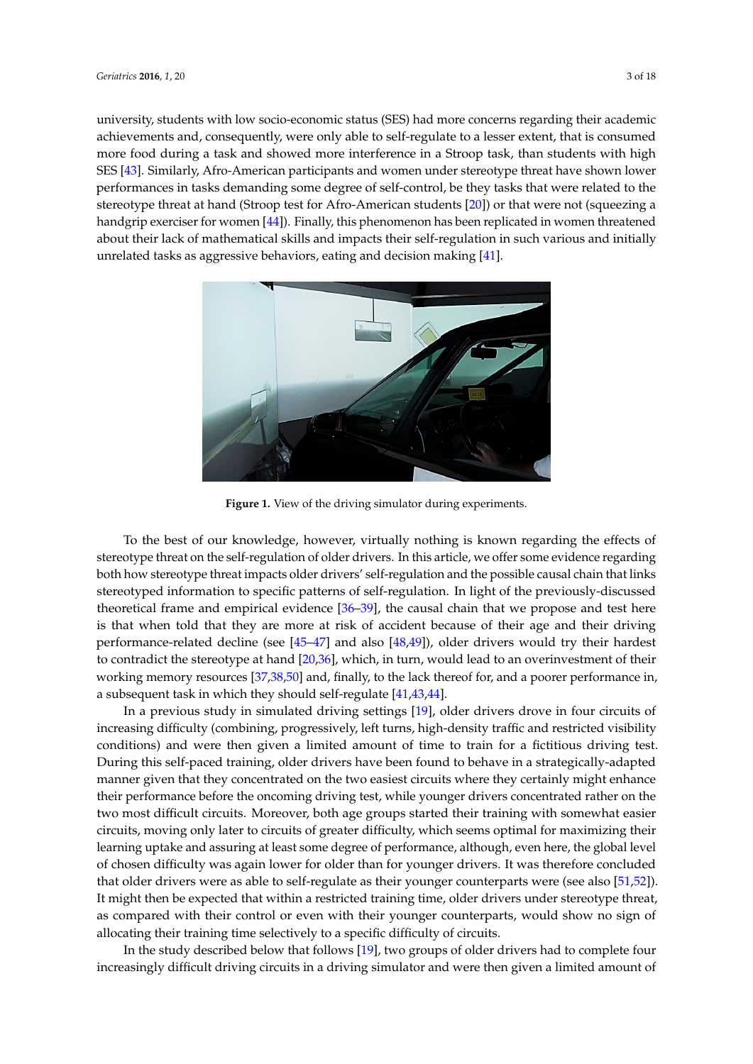university, students with low socio-economic status (SES) had more concerns regarding their academic achievements and, consequently, were only able to self-regulate to a lesser extent, that is consumed more food during a task and showed more interference in a Stroop task, than students with high SES [43]. Similarly, Afro-American participants and women under stereotype threat have shown lower performances in tasks demanding some degree of self-control, be they tasks that were related to the stereotype threat at hand (Stroop test for Afro-American students [20]) or that were not (squeezing a handgrip exerciser for women [44]). Finally, this phenomenon has been replicated in women threatened about their lack of mathematical skills and impacts their self-regulation in such various and initially unrelated tasks as aggressive behaviors, eating and decision making [41].

**Figure 1.** View of the driving simulator during experiments.

To the best of our knowledge, however, virtually nothing is known regarding the effects of stereotype threat on the self-regulation of older drivers. In this article, we offer some evidence regarding both how stereotype threat impacts older drivers' self-regulation and the possible causal chain that links stereotyped information to specific patterns of self-regulation. In light of the previously-discussed theoretical frame and empirical evidence [36–39], the causal chain that we propose and test here is that when told that they are more at risk of accident because of their age and their driving performance-related decline (see [45–47] and also [48,49]), older drivers would try their hardest to contradict the stereotype at hand [20,36], which, in turn, would lead to an overinvestment of their working memory resources [37,38,50] and, finally, to the lack thereof for, and a poorer performance in, a subsequent task in which they should self-regulate [41,43,44].

In a previous study in simulated driving settings [19], older drivers drove in four circuits of increasing difficulty (combining, progressively, left turns, high-density traffic and restricted visibility conditions) and were then given a limited amount of time to train for a fictitious driving test. During this self-paced training, older drivers have been found to behave in a strategically-adapted manner given that they concentrated on the two easiest circuits where they certainly might enhance their performance before the oncoming driving test, while younger drivers concentrated rather on the two most difficult circuits. Moreover, both age groups started their training with somewhat easier circuits, moving only later to circuits of greater difficulty, which seems optimal for maximizing their learning uptake and assuring at least some degree of performance, although, even here, the global level of chosen difficulty was again lower for older than for younger drivers. It was therefore concluded that older drivers were as able to self-regulate as their younger counterparts were (see also [51,52]). It might then be expected that within a restricted training time, older drivers under stereotype threat, as compared with their control or even with their younger counterparts, would show no sign of allocating their training time selectively to a specific difficulty of circuits.

In the study described below that follows [19], two groups of older drivers had to complete four increasingly difficult driving circuits in a driving simulator and were then given a limited amount of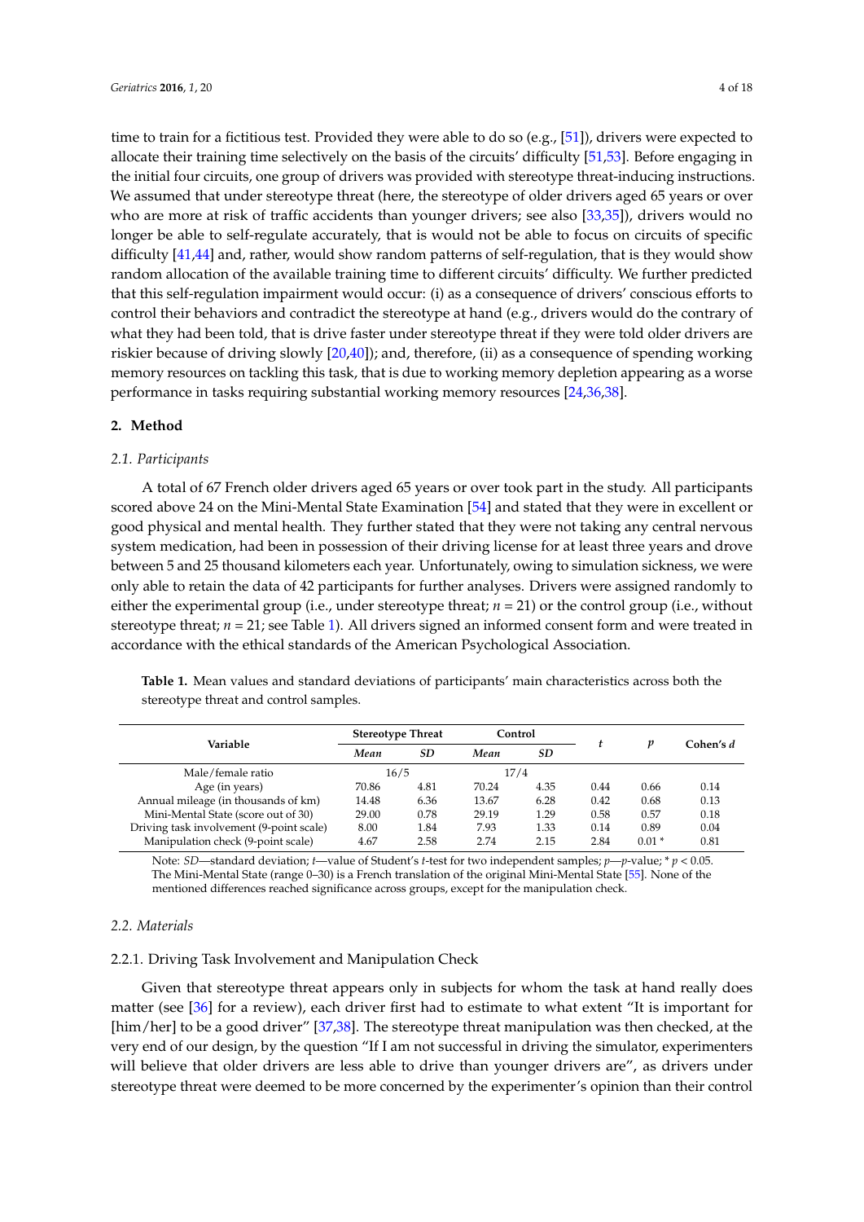time to train for a fictitious test. Provided they were able to do so (e.g., [51]), drivers were expected to allocate their training time selectively on the basis of the circuits' difficulty [51,53]. Before engaging in the initial four circuits, one group of drivers was provided with stereotype threat-inducing instructions. We assumed that under stereotype threat (here, the stereotype of older drivers aged 65 years or over who are more at risk of traffic accidents than younger drivers; see also [33,35]), drivers would no longer be able to self-regulate accurately, that is would not be able to focus on circuits of specific difficulty [41,44] and, rather, would show random patterns of self-regulation, that is they would show random allocation of the available training time to different circuits' difficulty. We further predicted that this self-regulation impairment would occur: (i) as a consequence of drivers' conscious efforts to control their behaviors and contradict the stereotype at hand (e.g., drivers would do the contrary of what they had been told, that is drive faster under stereotype threat if they were told older drivers are riskier because of driving slowly [20,40]); and, therefore, (ii) as a consequence of spending working memory resources on tackling this task, that is due to working memory depletion appearing as a worse performance in tasks requiring substantial working memory resources [24,36,38].

## 2. Method

### 2.1. Participants

A total of 67 French older drivers aged 65 years or over took part in the study. All participants scored above 24 on the Mini-Mental State Examination [54] and stated that they were in excellent or good physical and mental health. They further stated that they were not taking any central nervous system medication, had been in possession of their driving license for at least three years and drove between 5 and 25 thousand kilometers each year. Unfortunately, owing to simulation sickness, we were only able to retain the data of 42 participants for further analyses. Drivers were assigned randomly to either the experimental group (i.e., under stereotype threat; $n = 21$) or the control group (i.e., without stereotype threat; $n = 21$; see Table 1). All drivers signed an informed consent form and were treated in accordance with the ethical standards of the American Psychological Association.

**Table 1.** Mean values and standard deviations of participants' main characteristics across both the stereotype threat and control samples.

| Variable | Stereotype Threat | | Control | | *t* | *p* | Cohen's *d* |
|---|---|---|---|---|---|---|---|
| | *Mean* | *SD* | *Mean* | *SD* | | | |
| Male/female ratio | 16/5 | | 17/4 | | | | |
| Age (in years) | 70.86 | 4.81 | 70.24 | 4.35 | 0.44 | 0.66 | 0.14 |
| Annual mileage (in thousands of km) | 14.48 | 6.36 | 13.67 | 6.28 | 0.42 | 0.68 | 0.13 |
| Mini-Mental State (score out of 30) | 29.00 | 0.78 | 29.19 | 1.29 | 0.58 | 0.57 | 0.18 |
| Driving task involvement (9-point scale) | 8.00 | 1.84 | 7.93 | 1.33 | 0.14 | 0.89 | 0.04 |
| Manipulation check (9-point scale) | 4.67 | 2.58 | 2.74 | 2.15 | 2.84 | 0.01 * | 0.81 |

Note: *SD*—standard deviation; *t*—value of Student's *t*-test for two independent samples; *p*—*p*-value; * $p < 0.05$. The Mini-Mental State (range 0–30) is a French translation of the original Mini-Mental State [55]. None of the mentioned differences reached significance across groups, except for the manipulation check.

### 2.2. Materials

#### 2.2.1. Driving Task Involvement and Manipulation Check

Given that stereotype threat appears only in subjects for whom the task at hand really does matter (see [36] for a review), each driver first had to estimate to what extent "It is important for [him/her] to be a good driver" [37,38]. The stereotype threat manipulation was then checked, at the very end of our design, by the question "If I am not successful in driving the simulator, experimenters will believe that older drivers are less able to drive than younger drivers are", as drivers under stereotype threat were deemed to be more concerned by the experimenter's opinion than their control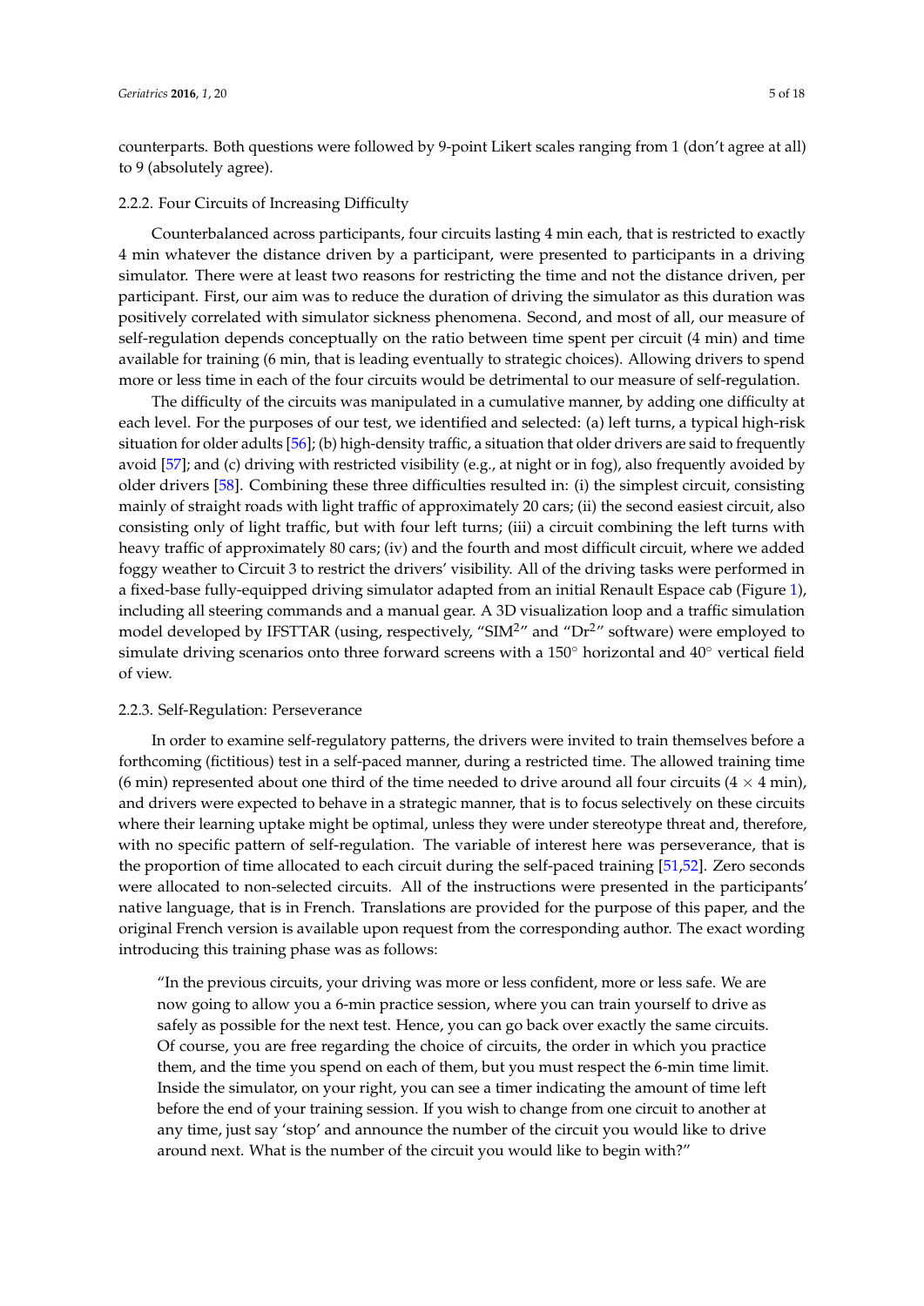counterparts. Both questions were followed by 9-point Likert scales ranging from 1 (don't agree at all) to 9 (absolutely agree).

### 2.2.2. Four Circuits of Increasing Difficulty

Counterbalanced across participants, four circuits lasting 4 min each, that is restricted to exactly 4 min whatever the distance driven by a participant, were presented to participants in a driving simulator. There were at least two reasons for restricting the time and not the distance driven, per participant. First, our aim was to reduce the duration of driving the simulator as this duration was positively correlated with simulator sickness phenomena. Second, and most of all, our measure of self-regulation depends conceptually on the ratio between time spent per circuit (4 min) and time available for training (6 min, that is leading eventually to strategic choices). Allowing drivers to spend more or less time in each of the four circuits would be detrimental to our measure of self-regulation.

The difficulty of the circuits was manipulated in a cumulative manner, by adding one difficulty at each level. For the purposes of our test, we identified and selected: (a) left turns, a typical high-risk situation for older adults [56]; (b) high-density traffic, a situation that older drivers are said to frequently avoid [57]; and (c) driving with restricted visibility (e.g., at night or in fog), also frequently avoided by older drivers [58]. Combining these three difficulties resulted in: (i) the simplest circuit, consisting mainly of straight roads with light traffic of approximately 20 cars; (ii) the second easiest circuit, also consisting only of light traffic, but with four left turns; (iii) a circuit combining the left turns with heavy traffic of approximately 80 cars; (iv) and the fourth and most difficult circuit, where we added foggy weather to Circuit 3 to restrict the drivers' visibility. All of the driving tasks were performed in a fixed-base fully-equipped driving simulator adapted from an initial Renault Espace cab (Figure 1), including all steering commands and a manual gear. A 3D visualization loop and a traffic simulation model developed by IFSTTAR (using, respectively, "SIM$^2$" and "Dr$^2$" software) were employed to simulate driving scenarios onto three forward screens with a 150° horizontal and 40° vertical field of view.

### 2.2.3. Self-Regulation: Perseverance

In order to examine self-regulatory patterns, the drivers were invited to train themselves before a forthcoming (fictitious) test in a self-paced manner, during a restricted time. The allowed training time (6 min) represented about one third of the time needed to drive around all four circuits (4 × 4 min), and drivers were expected to behave in a strategic manner, that is to focus selectively on these circuits where their learning uptake might be optimal, unless they were under stereotype threat and, therefore, with no specific pattern of self-regulation. The variable of interest here was perseverance, that is the proportion of time allocated to each circuit during the self-paced training [51,52]. Zero seconds were allocated to non-selected circuits. All of the instructions were presented in the participants' native language, that is in French. Translations are provided for the purpose of this paper, and the original French version is available upon request from the corresponding author. The exact wording introducing this training phase was as follows:

> "In the previous circuits, your driving was more or less confident, more or less safe. We are now going to allow you a 6-min practice session, where you can train yourself to drive as safely as possible for the next test. Hence, you can go back over exactly the same circuits. Of course, you are free regarding the choice of circuits, the order in which you practice them, and the time you spend on each of them, but you must respect the 6-min time limit. Inside the simulator, on your right, you can see a timer indicating the amount of time left before the end of your training session. If you wish to change from one circuit to another at any time, just say 'stop' and announce the number of the circuit you would like to drive around next. What is the number of the circuit you would like to begin with?"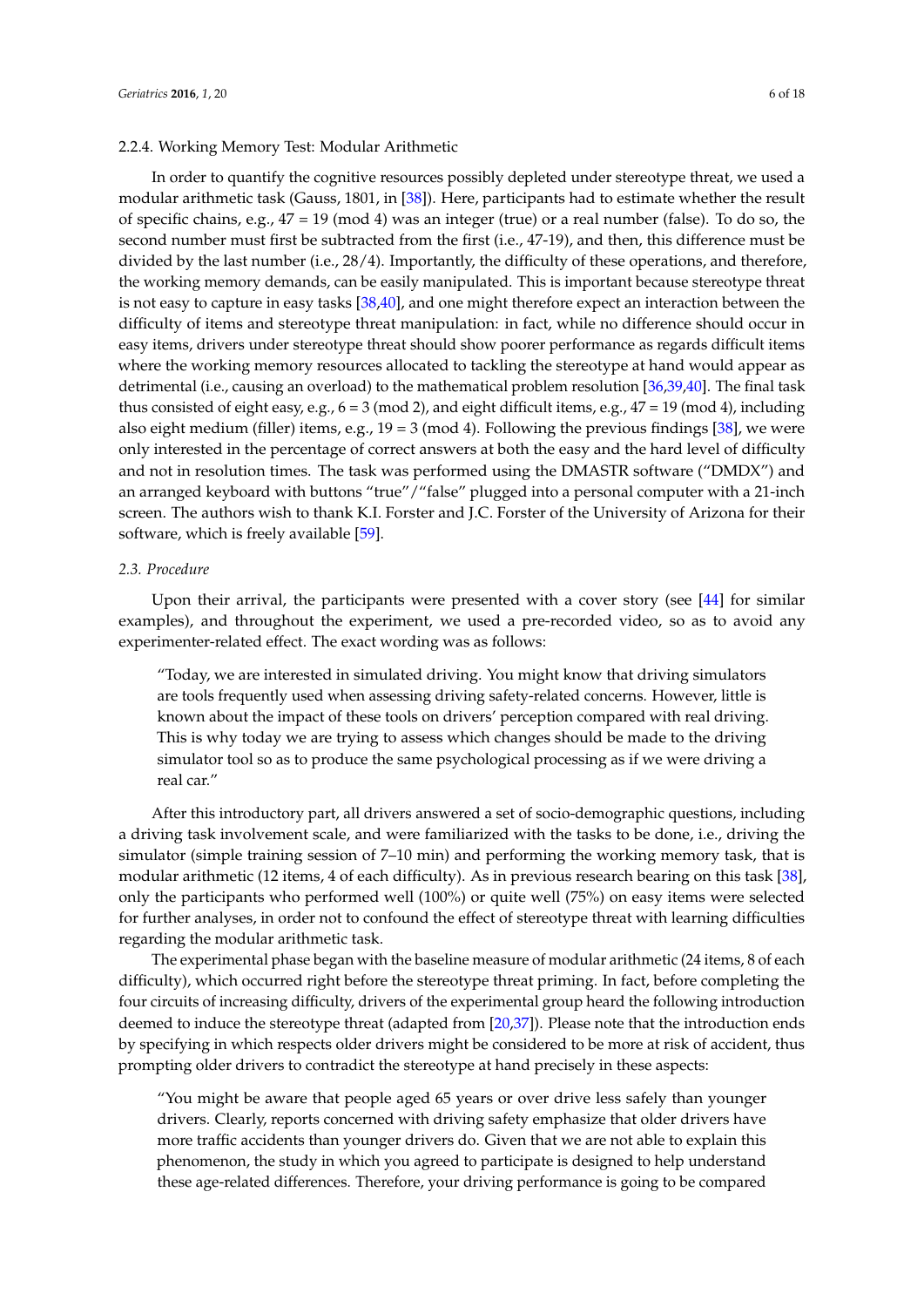2.2.4. Working Memory Test: Modular Arithmetic

In order to quantify the cognitive resources possibly depleted under stereotype threat, we used a modular arithmetic task (Gauss, 1801, in [38]). Here, participants had to estimate whether the result of specific chains, e.g., 47 = 19 (mod 4) was an integer (true) or a real number (false). To do so, the second number must first be subtracted from the first (i.e., 47-19), and then, this difference must be divided by the last number (i.e., 28/4). Importantly, the difficulty of these operations, and therefore, the working memory demands, can be easily manipulated. This is important because stereotype threat is not easy to capture in easy tasks [38,40], and one might therefore expect an interaction between the difficulty of items and stereotype threat manipulation: in fact, while no difference should occur in easy items, drivers under stereotype threat should show poorer performance as regards difficult items where the working memory resources allocated to tackling the stereotype at hand would appear as detrimental (i.e., causing an overload) to the mathematical problem resolution [36,39,40]. The final task thus consisted of eight easy, e.g., 6 = 3 (mod 2), and eight difficult items, e.g., 47 = 19 (mod 4), including also eight medium (filler) items, e.g., 19 = 3 (mod 4). Following the previous findings [38], we were only interested in the percentage of correct answers at both the easy and the hard level of difficulty and not in resolution times. The task was performed using the DMASTR software ("DMDX") and an arranged keyboard with buttons "true"/"false" plugged into a personal computer with a 21-inch screen. The authors wish to thank K.I. Forster and J.C. Forster of the University of Arizona for their software, which is freely available [59].

### *2.3. Procedure*

Upon their arrival, the participants were presented with a cover story (see [44] for similar examples), and throughout the experiment, we used a pre-recorded video, so as to avoid any experimenter-related effect. The exact wording was as follows:

> "Today, we are interested in simulated driving. You might know that driving simulators are tools frequently used when assessing driving safety-related concerns. However, little is known about the impact of these tools on drivers' perception compared with real driving. This is why today we are trying to assess which changes should be made to the driving simulator tool so as to produce the same psychological processing as if we were driving a real car."

After this introductory part, all drivers answered a set of socio-demographic questions, including a driving task involvement scale, and were familiarized with the tasks to be done, i.e., driving the simulator (simple training session of 7–10 min) and performing the working memory task, that is modular arithmetic (12 items, 4 of each difficulty). As in previous research bearing on this task [38], only the participants who performed well (100%) or quite well (75%) on easy items were selected for further analyses, in order not to confound the effect of stereotype threat with learning difficulties regarding the modular arithmetic task.

The experimental phase began with the baseline measure of modular arithmetic (24 items, 8 of each difficulty), which occurred right before the stereotype threat priming. In fact, before completing the four circuits of increasing difficulty, drivers of the experimental group heard the following introduction deemed to induce the stereotype threat (adapted from [20,37]). Please note that the introduction ends by specifying in which respects older drivers might be considered to be more at risk of accident, thus prompting older drivers to contradict the stereotype at hand precisely in these aspects:

> "You might be aware that people aged 65 years or over drive less safely than younger drivers. Clearly, reports concerned with driving safety emphasize that older drivers have more traffic accidents than younger drivers do. Given that we are not able to explain this phenomenon, the study in which you agreed to participate is designed to help understand these age-related differences. Therefore, your driving performance is going to be compared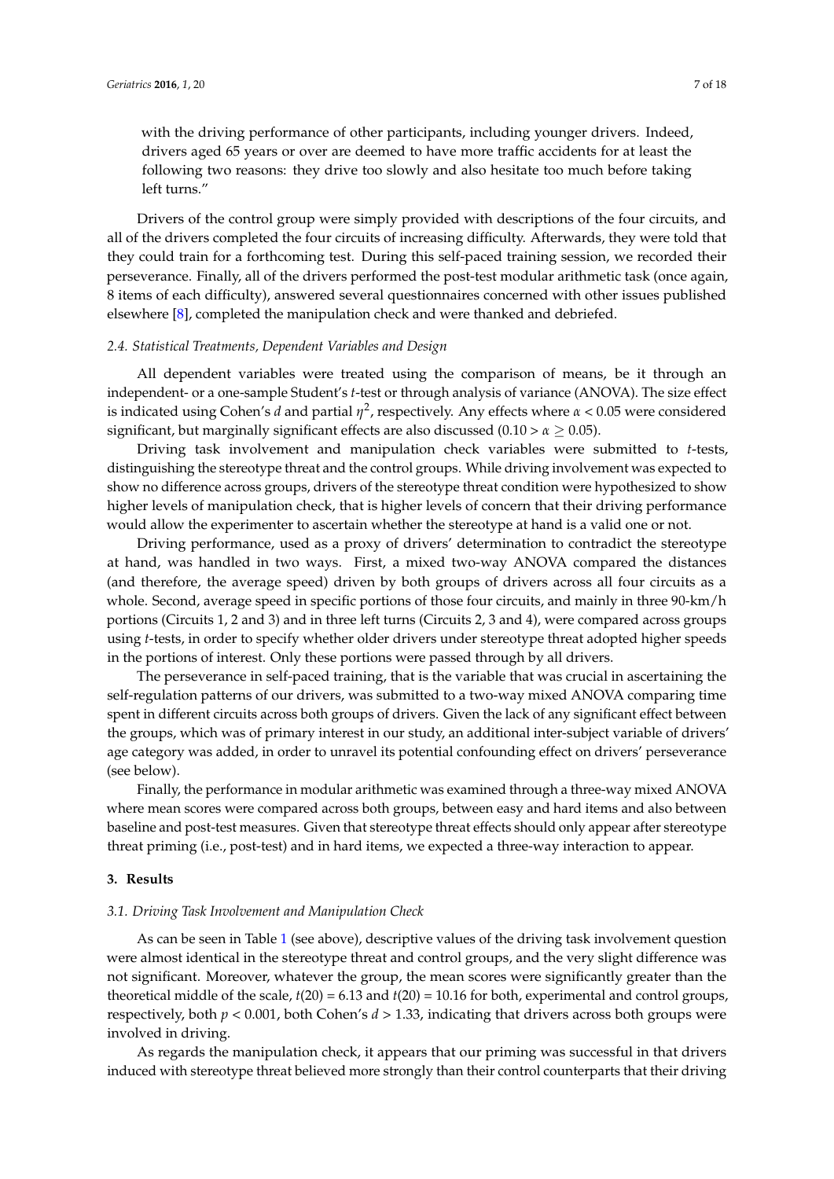with the driving performance of other participants, including younger drivers. Indeed, drivers aged 65 years or over are deemed to have more traffic accidents for at least the following two reasons: they drive too slowly and also hesitate too much before taking left turns."

Drivers of the control group were simply provided with descriptions of the four circuits, and all of the drivers completed the four circuits of increasing difficulty. Afterwards, they were told that they could train for a forthcoming test. During this self-paced training session, we recorded their perseverance. Finally, all of the drivers performed the post-test modular arithmetic task (once again, 8 items of each difficulty), answered several questionnaires concerned with other issues published elsewhere [8], completed the manipulation check and were thanked and debriefed.

### *2.4. Statistical Treatments, Dependent Variables and Design*

All dependent variables were treated using the comparison of means, be it through an independent- or a one-sample Student's *t*-test or through analysis of variance (ANOVA). The size effect is indicated using Cohen's $d$ and partial $\eta^2$, respectively. Any effects where $\alpha < 0.05$ were considered significant, but marginally significant effects are also discussed ($0.10 > \alpha \geq 0.05$).

Driving task involvement and manipulation check variables were submitted to *t*-tests, distinguishing the stereotype threat and the control groups. While driving involvement was expected to show no difference across groups, drivers of the stereotype threat condition were hypothesized to show higher levels of manipulation check, that is higher levels of concern that their driving performance would allow the experimenter to ascertain whether the stereotype at hand is a valid one or not.

Driving performance, used as a proxy of drivers' determination to contradict the stereotype at hand, was handled in two ways. First, a mixed two-way ANOVA compared the distances (and therefore, the average speed) driven by both groups of drivers across all four circuits as a whole. Second, average speed in specific portions of those four circuits, and mainly in three 90-km/h portions (Circuits 1, 2 and 3) and in three left turns (Circuits 2, 3 and 4), were compared across groups using *t*-tests, in order to specify whether older drivers under stereotype threat adopted higher speeds in the portions of interest. Only these portions were passed through by all drivers.

The perseverance in self-paced training, that is the variable that was crucial in ascertaining the self-regulation patterns of our drivers, was submitted to a two-way mixed ANOVA comparing time spent in different circuits across both groups of drivers. Given the lack of any significant effect between the groups, which was of primary interest in our study, an additional inter-subject variable of drivers' age category was added, in order to unravel its potential confounding effect on drivers' perseverance (see below).

Finally, the performance in modular arithmetic was examined through a three-way mixed ANOVA where mean scores were compared across both groups, between easy and hard items and also between baseline and post-test measures. Given that stereotype threat effects should only appear after stereotype threat priming (i.e., post-test) and in hard items, we expected a three-way interaction to appear.

## 3. Results

### *3.1. Driving Task Involvement and Manipulation Check*

As can be seen in Table 1 (see above), descriptive values of the driving task involvement question were almost identical in the stereotype threat and control groups, and the very slight difference was not significant. Moreover, whatever the group, the mean scores were significantly greater than the theoretical middle of the scale, $t(20) = 6.13$ and $t(20) = 10.16$ for both, experimental and control groups, respectively, both $p < 0.001$, both Cohen's $d > 1.33$, indicating that drivers across both groups were involved in driving.

As regards the manipulation check, it appears that our priming was successful in that drivers induced with stereotype threat believed more strongly than their control counterparts that their driving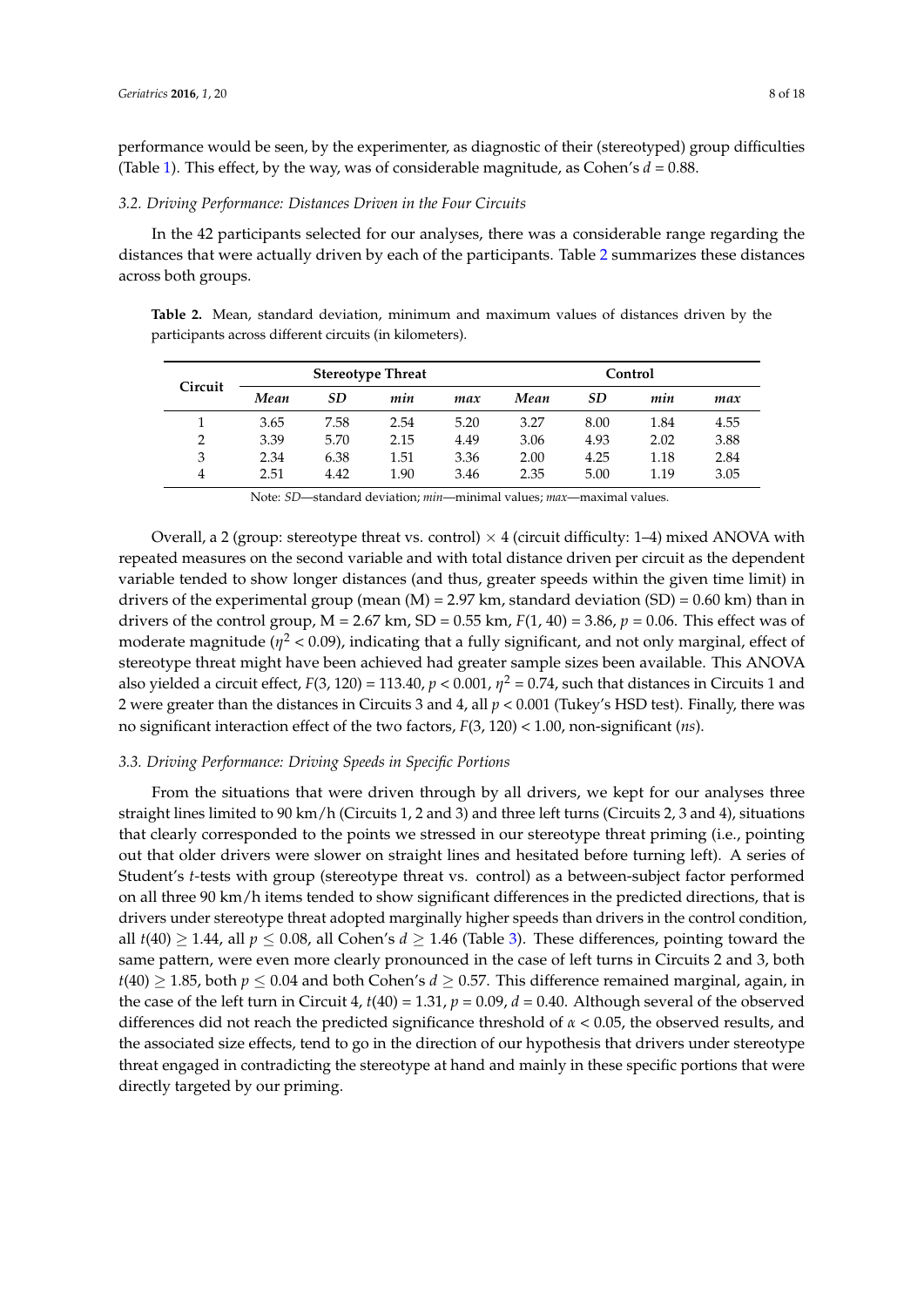performance would be seen, by the experimenter, as diagnostic of their (stereotyped) group difficulties (Table 1). This effect, by the way, was of considerable magnitude, as Cohen's $d = 0.88$.

### 3.2. Driving Performance: Distances Driven in the Four Circuits

In the 42 participants selected for our analyses, there was a considerable range regarding the distances that were actually driven by each of the participants. Table 2 summarizes these distances across both groups.

**Table 2.** Mean, standard deviation, minimum and maximum values of distances driven by the participants across different circuits (in kilometers).

| Circuit | Stereotype Threat | | | | Control | | | |
|---|---|---|---|---|---|---|---|---|
| | *Mean* | *SD* | *min* | *max* | *Mean* | *SD* | *min* | *max* |
| 1 | 3.65 | 7.58 | 2.54 | 5.20 | 3.27 | 8.00 | 1.84 | 4.55 |
| 2 | 3.39 | 5.70 | 2.15 | 4.49 | 3.06 | 4.93 | 2.02 | 3.88 |
| 3 | 2.34 | 6.38 | 1.51 | 3.36 | 2.00 | 4.25 | 1.18 | 2.84 |
| 4 | 2.51 | 4.42 | 1.90 | 3.46 | 2.35 | 5.00 | 1.19 | 3.05 |

Note: *SD*—standard deviation; *min*—minimal values; *max*—maximal values.

Overall, a 2 (group: stereotype threat vs. control) × 4 (circuit difficulty: 1–4) mixed ANOVA with repeated measures on the second variable and with total distance driven per circuit as the dependent variable tended to show longer distances (and thus, greater speeds within the given time limit) in drivers of the experimental group (mean (M) = 2.97 km, standard deviation (SD) = 0.60 km) than in drivers of the control group, M = 2.67 km, SD = 0.55 km, $F(1, 40) = 3.86$, $p = 0.06$. This effect was of moderate magnitude ($\eta^2 < 0.09$), indicating that a fully significant, and not only marginal, effect of stereotype threat might have been achieved had greater sample sizes been available. This ANOVA also yielded a circuit effect, $F(3, 120) = 113.40$, $p < 0.001$, $\eta^2 = 0.74$, such that distances in Circuits 1 and 2 were greater than the distances in Circuits 3 and 4, all $p < 0.001$ (Tukey's HSD test). Finally, there was no significant interaction effect of the two factors, $F(3, 120) < 1.00$, non-significant (*ns*).

### 3.3. Driving Performance: Driving Speeds in Specific Portions

From the situations that were driven through by all drivers, we kept for our analyses three straight lines limited to 90 km/h (Circuits 1, 2 and 3) and three left turns (Circuits 2, 3 and 4), situations that clearly corresponded to the points we stressed in our stereotype threat priming (i.e., pointing out that older drivers were slower on straight lines and hesitated before turning left). A series of Student's *t*-tests with group (stereotype threat vs. control) as a between-subject factor performed on all three 90 km/h items tended to show significant differences in the predicted directions, that is drivers under stereotype threat adopted marginally higher speeds than drivers in the control condition, all $t(40) \geq 1.44$, all $p \leq 0.08$, all Cohen's $d \geq 1.46$ (Table 3). These differences, pointing toward the same pattern, were even more clearly pronounced in the case of left turns in Circuits 2 and 3, both $t(40) \geq 1.85$, both $p \leq 0.04$ and both Cohen's $d \geq 0.57$. This difference remained marginal, again, in the case of the left turn in Circuit 4, $t(40) = 1.31$, $p = 0.09$, $d = 0.40$. Although several of the observed differences did not reach the predicted significance threshold of $\alpha < 0.05$, the observed results, and the associated size effects, tend to go in the direction of our hypothesis that drivers under stereotype threat engaged in contradicting the stereotype at hand and mainly in these specific portions that were directly targeted by our priming.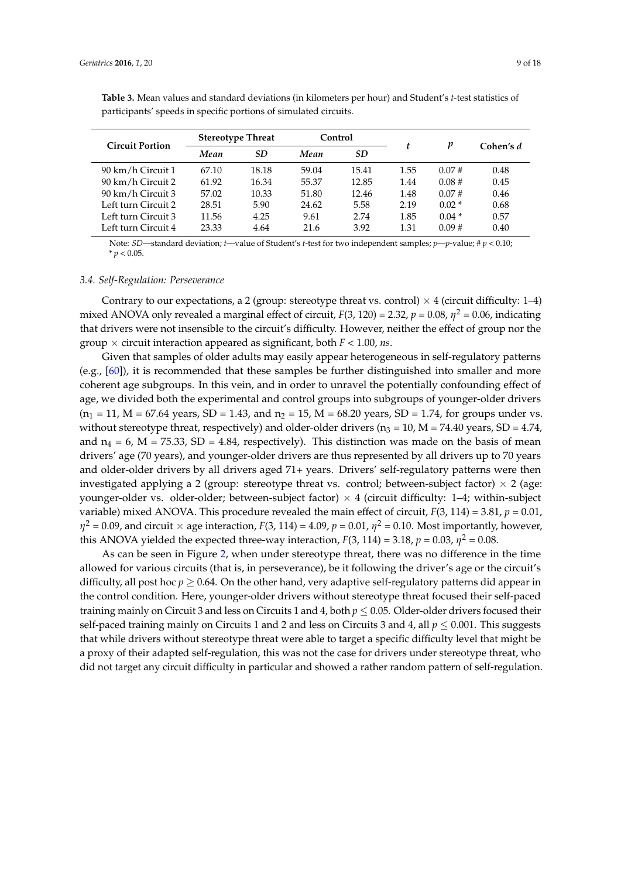**Table 3.** Mean values and standard deviations (in kilometers per hour) and Student's *t*-test statistics of participants' speeds in specific portions of simulated circuits.

| Circuit Portion | Stereotype Threat | | Control | | $t$ | $p$ | Cohen's $d$ |
|---|---|---|---|---|---|---|---|
| | *Mean* | *SD* | *Mean* | *SD* | | | |
| 90 km/h Circuit 1 | 67.10 | 18.18 | 59.04 | 15.41 | 1.55 | 0.07 # | 0.48 |
| 90 km/h Circuit 2 | 61.92 | 16.34 | 55.37 | 12.85 | 1.44 | 0.08 # | 0.45 |
| 90 km/h Circuit 3 | 57.02 | 10.33 | 51.80 | 12.46 | 1.48 | 0.07 # | 0.46 |
| Left turn Circuit 2 | 28.51 | 5.90 | 24.62 | 5.58 | 2.19 | 0.02 * | 0.68 |
| Left turn Circuit 3 | 11.56 | 4.25 | 9.61 | 2.74 | 1.85 | 0.04 * | 0.57 |
| Left turn Circuit 4 | 23.33 | 4.64 | 21.6 | 3.92 | 1.31 | 0.09 # | 0.40 |

Note: *SD*—standard deviation; *t*—value of Student's *t*-test for two independent samples; *p*—*p*-value; # $p < 0.10$; * $p < 0.05$.

### 3.4. Self-Regulation: Perseverance

Contrary to our expectations, a 2 (group: stereotype threat vs. control) × 4 (circuit difficulty: 1–4) mixed ANOVA only revealed a marginal effect of circuit, $F(3, 120) = 2.32$, $p = 0.08$, $\eta^2 = 0.06$, indicating that drivers were not insensible to the circuit's difficulty. However, neither the effect of group nor the group × circuit interaction appeared as significant, both $F < 1.00$, *ns*.

Given that samples of older adults may easily appear heterogeneous in self-regulatory patterns (e.g., [60]), it is recommended that these samples be further distinguished into smaller and more coherent age subgroups. In this vein, and in order to unravel the potentially confounding effect of age, we divided both the experimental and control groups into subgroups of younger-older drivers ($n_1 = 11$, M = 67.64 years, SD = 1.43, and $n_2 = 15$, M = 68.20 years, SD = 1.74, for groups under vs. without stereotype threat, respectively) and older-older drivers ($n_3 = 10$, M = 74.40 years, SD = 4.74, and $n_4 = 6$, M = 75.33, SD = 4.84, respectively). This distinction was made on the basis of mean drivers' age (70 years), and younger-older drivers are thus represented by all drivers up to 70 years and older-older drivers by all drivers aged 71+ years. Drivers' self-regulatory patterns were then investigated applying a 2 (group: stereotype threat vs. control; between-subject factor) × 2 (age: younger-older vs. older-older; between-subject factor) × 4 (circuit difficulty: 1–4; within-subject variable) mixed ANOVA. This procedure revealed the main effect of circuit, $F(3, 114) = 3.81$, $p = 0.01$, $\eta^2 = 0.09$, and circuit × age interaction, $F(3, 114) = 4.09$, $p = 0.01$, $\eta^2 = 0.10$. Most importantly, however, this ANOVA yielded the expected three-way interaction, $F(3, 114) = 3.18$, $p = 0.03$, $\eta^2 = 0.08$.

As can be seen in Figure 2, when under stereotype threat, there was no difference in the time allowed for various circuits (that is, in perseverance), be it following the driver's age or the circuit's difficulty, all post hoc $p \geq 0.64$. On the other hand, very adaptive self-regulatory patterns did appear in the control condition. Here, younger-older drivers without stereotype threat focused their self-paced training mainly on Circuit 3 and less on Circuits 1 and 4, both $p \leq 0.05$. Older-older drivers focused their self-paced training mainly on Circuits 1 and 2 and less on Circuits 3 and 4, all $p \leq 0.001$. This suggests that while drivers without stereotype threat were able to target a specific difficulty level that might be a proxy of their adapted self-regulation, this was not the case for drivers under stereotype threat, who did not target any circuit difficulty in particular and showed a rather random pattern of self-regulation.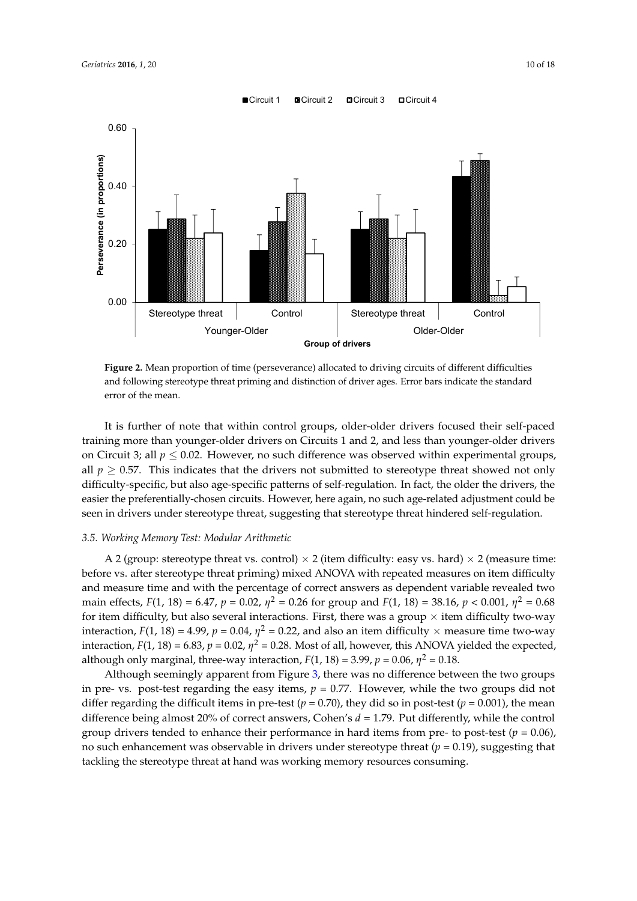**Figure 2.** Mean proportion of time (perseverance) allocated to driving circuits of different difficulties and following stereotype threat priming and distinction of driver ages. Error bars indicate the standard error of the mean.

It is further of note that within control groups, older-older drivers focused their self-paced training more than younger-older drivers on Circuits 1 and 2, and less than younger-older drivers on Circuit 3; all $p \leq 0.02$. However, no such difference was observed within experimental groups, all $p \geq 0.57$. This indicates that the drivers not submitted to stereotype threat showed not only difficulty-specific, but also age-specific patterns of self-regulation. In fact, the older the drivers, the easier the preferentially-chosen circuits. However, here again, no such age-related adjustment could be seen in drivers under stereotype threat, suggesting that stereotype threat hindered self-regulation.

### *3.5. Working Memory Test: Modular Arithmetic*

A 2 (group: stereotype threat vs. control) $\times$ 2 (item difficulty: easy vs. hard) $\times$ 2 (measure time: before vs. after stereotype threat priming) mixed ANOVA with repeated measures on item difficulty and measure time and with the percentage of correct answers as dependent variable revealed two main effects, $F(1, 18) = 6.47$, $p = 0.02$, $\eta^2 = 0.26$ for group and $F(1, 18) = 38.16$, $p < 0.001$, $\eta^2 = 0.68$ for item difficulty, but also several interactions. First, there was a group $\times$ item difficulty two-way interaction, $F(1, 18) = 4.99$, $p = 0.04$, $\eta^2 = 0.22$, and also an item difficulty $\times$ measure time two-way interaction, $F(1, 18) = 6.83$, $p = 0.02$, $\eta^2 = 0.28$. Most of all, however, this ANOVA yielded the expected, although only marginal, three-way interaction, $F(1, 18) = 3.99$, $p = 0.06$, $\eta^2 = 0.18$.

Although seemingly apparent from Figure 3, there was no difference between the two groups in pre- vs. post-test regarding the easy items, $p = 0.77$. However, while the two groups did not differ regarding the difficult items in pre-test ($p = 0.70$), they did so in post-test ($p = 0.001$), the mean difference being almost 20% of correct answers, Cohen's $d = 1.79$. Put differently, while the control group drivers tended to enhance their performance in hard items from pre- to post-test ($p = 0.06$), no such enhancement was observable in drivers under stereotype threat ($p = 0.19$), suggesting that tackling the stereotype threat at hand was working memory resources consuming.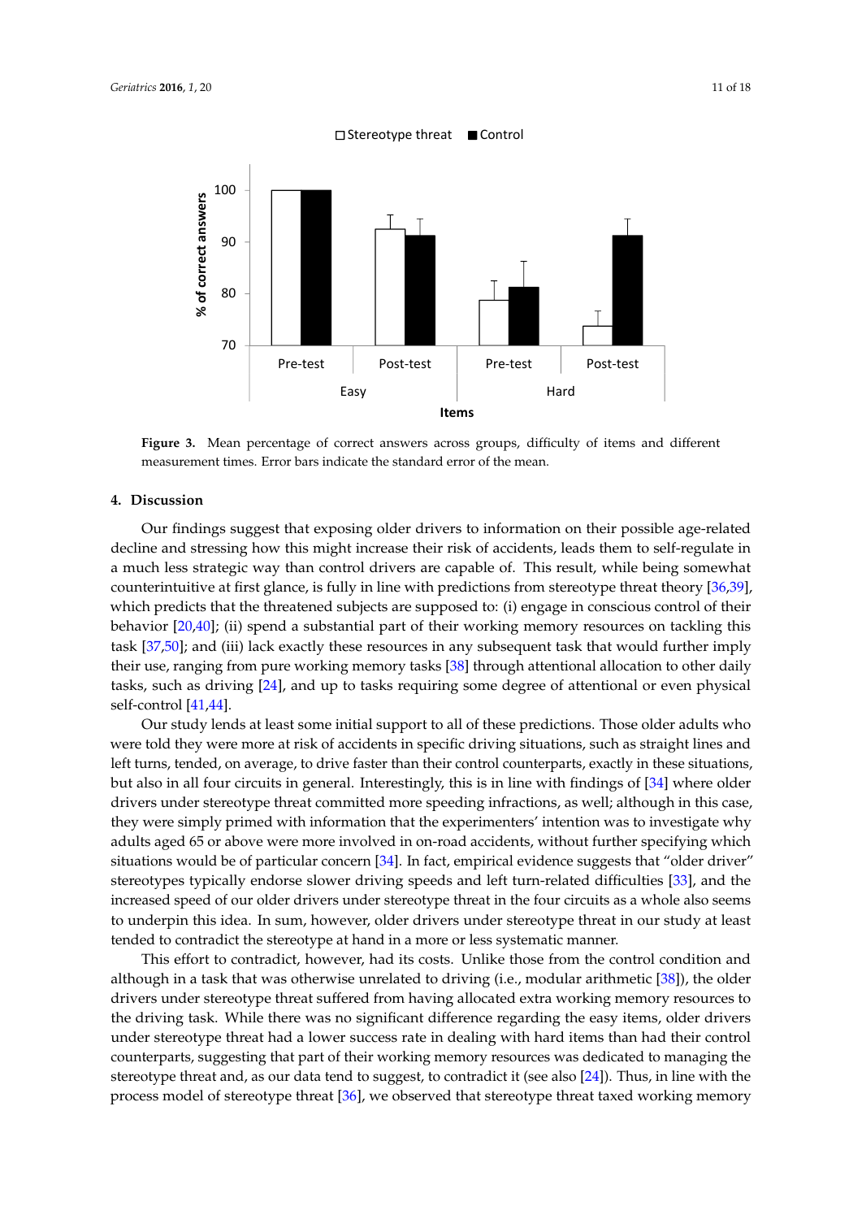Figure 3. Mean percentage of correct answers across groups, difficulty of items and different measurement times. Error bars indicate the standard error of the mean.

## 4. Discussion

Our findings suggest that exposing older drivers to information on their possible age-related decline and stressing how this might increase their risk of accidents, leads them to self-regulate in a much less strategic way than control drivers are capable of. This result, while being somewhat counterintuitive at first glance, is fully in line with predictions from stereotype threat theory [36,39], which predicts that the threatened subjects are supposed to: (i) engage in conscious control of their behavior [20,40]; (ii) spend a substantial part of their working memory resources on tackling this task [37,50]; and (iii) lack exactly these resources in any subsequent task that would further imply their use, ranging from pure working memory tasks [38] through attentional allocation to other daily tasks, such as driving [24], and up to tasks requiring some degree of attentional or even physical self-control [41,44].

Our study lends at least some initial support to all of these predictions. Those older adults who were told they were more at risk of accidents in specific driving situations, such as straight lines and left turns, tended, on average, to drive faster than their control counterparts, exactly in these situations, but also in all four circuits in general. Interestingly, this is in line with findings of [34] where older drivers under stereotype threat committed more speeding infractions, as well; although in this case, they were simply primed with information that the experimenters' intention was to investigate why adults aged 65 or above were more involved in on-road accidents, without further specifying which situations would be of particular concern [34]. In fact, empirical evidence suggests that "older driver" stereotypes typically endorse slower driving speeds and left turn-related difficulties [33], and the increased speed of our older drivers under stereotype threat in the four circuits as a whole also seems to underpin this idea. In sum, however, older drivers under stereotype threat in our study at least tended to contradict the stereotype at hand in a more or less systematic manner.

This effort to contradict, however, had its costs. Unlike those from the control condition and although in a task that was otherwise unrelated to driving (i.e., modular arithmetic [38]), the older drivers under stereotype threat suffered from having allocated extra working memory resources to the driving task. While there was no significant difference regarding the easy items, older drivers under stereotype threat had a lower success rate in dealing with hard items than had their control counterparts, suggesting that part of their working memory resources was dedicated to managing the stereotype threat and, as our data tend to suggest, to contradict it (see also [24]). Thus, in line with the process model of stereotype threat [36], we observed that stereotype threat taxed working memory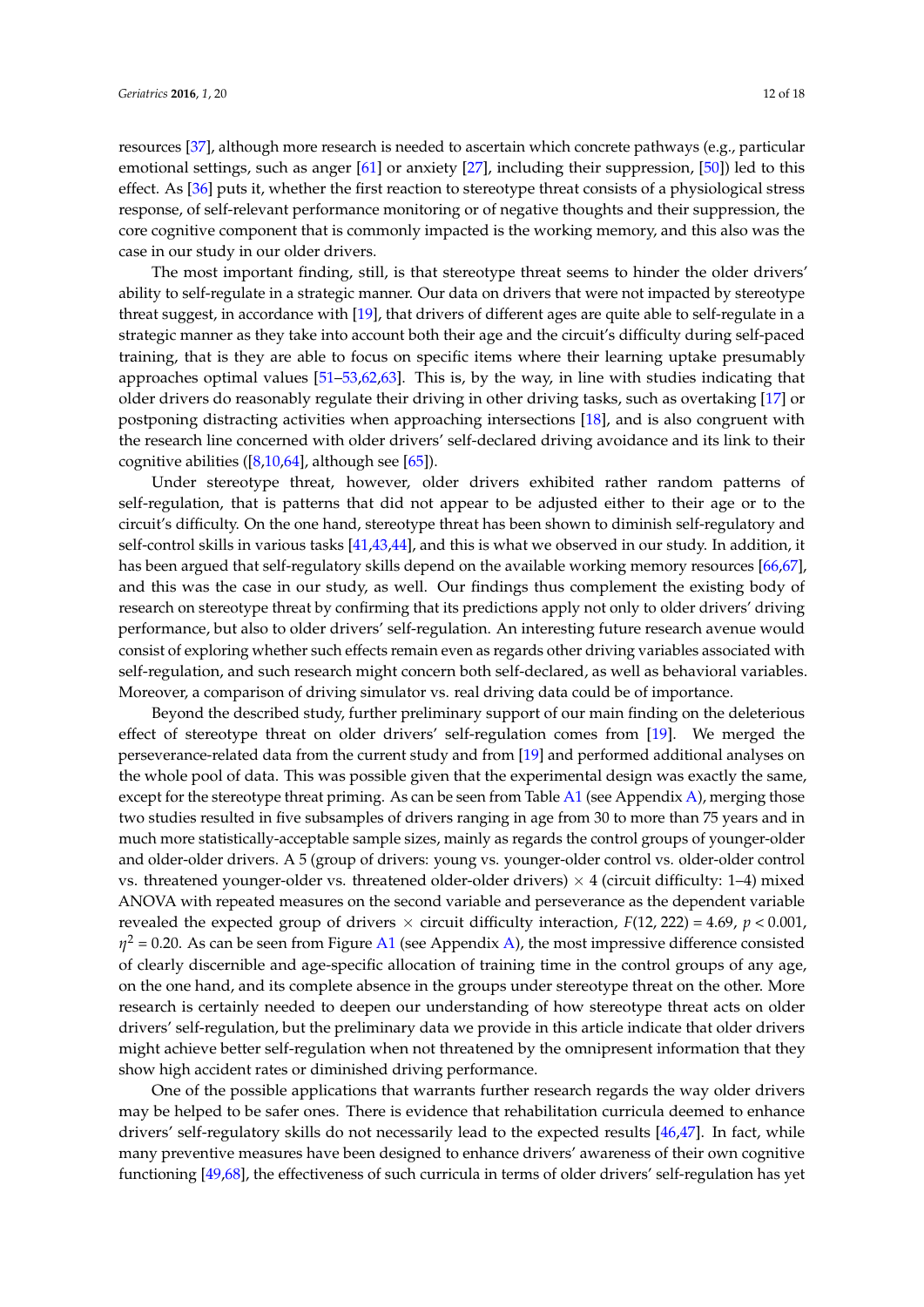resources [37], although more research is needed to ascertain which concrete pathways (e.g., particular emotional settings, such as anger [61] or anxiety [27], including their suppression, [50]) led to this effect. As [36] puts it, whether the first reaction to stereotype threat consists of a physiological stress response, of self-relevant performance monitoring or of negative thoughts and their suppression, the core cognitive component that is commonly impacted is the working memory, and this also was the case in our study in our older drivers.

The most important finding, still, is that stereotype threat seems to hinder the older drivers' ability to self-regulate in a strategic manner. Our data on drivers that were not impacted by stereotype threat suggest, in accordance with [19], that drivers of different ages are quite able to self-regulate in a strategic manner as they take into account both their age and the circuit's difficulty during self-paced training, that is they are able to focus on specific items where their learning uptake presumably approaches optimal values [51–53,62,63]. This is, by the way, in line with studies indicating that older drivers do reasonably regulate their driving in other driving tasks, such as overtaking [17] or postponing distracting activities when approaching intersections [18], and is also congruent with the research line concerned with older drivers' self-declared driving avoidance and its link to their cognitive abilities ([8,10,64], although see [65]).

Under stereotype threat, however, older drivers exhibited rather random patterns of self-regulation, that is patterns that did not appear to be adjusted either to their age or to the circuit's difficulty. On the one hand, stereotype threat has been shown to diminish self-regulatory and self-control skills in various tasks [41,43,44], and this is what we observed in our study. In addition, it has been argued that self-regulatory skills depend on the available working memory resources [66,67], and this was the case in our study, as well. Our findings thus complement the existing body of research on stereotype threat by confirming that its predictions apply not only to older drivers' driving performance, but also to older drivers' self-regulation. An interesting future research avenue would consist of exploring whether such effects remain even as regards other driving variables associated with self-regulation, and such research might concern both self-declared, as well as behavioral variables. Moreover, a comparison of driving simulator vs. real driving data could be of importance.

Beyond the described study, further preliminary support of our main finding on the deleterious effect of stereotype threat on older drivers' self-regulation comes from [19]. We merged the perseverance-related data from the current study and from [19] and performed additional analyses on the whole pool of data. This was possible given that the experimental design was exactly the same, except for the stereotype threat priming. As can be seen from Table A1 (see Appendix A), merging those two studies resulted in five subsamples of drivers ranging in age from 30 to more than 75 years and in much more statistically-acceptable sample sizes, mainly as regards the control groups of younger-older and older-older drivers. A 5 (group of drivers: young vs. younger-older control vs. older-older control vs. threatened younger-older vs. threatened older-older drivers) × 4 (circuit difficulty: 1–4) mixed ANOVA with repeated measures on the second variable and perseverance as the dependent variable revealed the expected group of drivers × circuit difficulty interaction, $F(12, 222) = 4.69$, $p < 0.001$, $\eta^2 = 0.20$. As can be seen from Figure A1 (see Appendix A), the most impressive difference consisted of clearly discernible and age-specific allocation of training time in the control groups of any age, on the one hand, and its complete absence in the groups under stereotype threat on the other. More research is certainly needed to deepen our understanding of how stereotype threat acts on older drivers' self-regulation, but the preliminary data we provide in this article indicate that older drivers might achieve better self-regulation when not threatened by the omnipresent information that they show high accident rates or diminished driving performance.

One of the possible applications that warrants further research regards the way older drivers may be helped to be safer ones. There is evidence that rehabilitation curricula deemed to enhance drivers' self-regulatory skills do not necessarily lead to the expected results [46,47]. In fact, while many preventive measures have been designed to enhance drivers' awareness of their own cognitive functioning [49,68], the effectiveness of such curricula in terms of older drivers' self-regulation has yet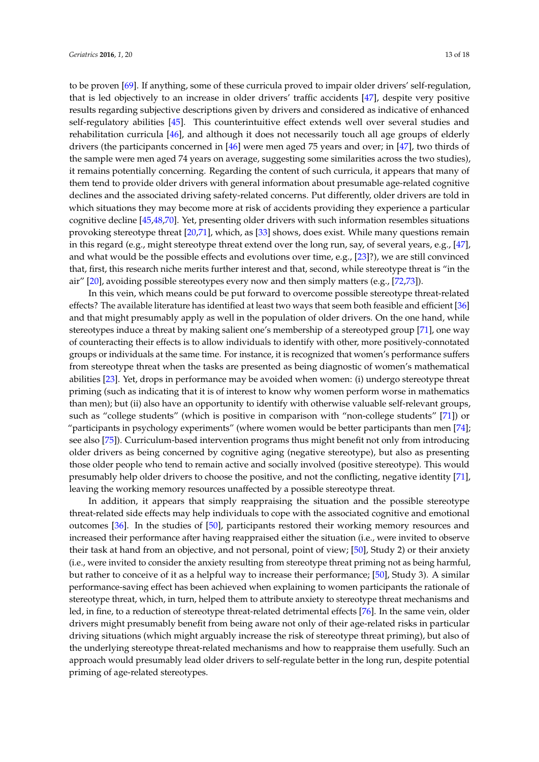to be proven [69]. If anything, some of these curricula proved to impair older drivers' self-regulation, that is led objectively to an increase in older drivers' traffic accidents [47], despite very positive results regarding subjective descriptions given by drivers and considered as indicative of enhanced self-regulatory abilities [45]. This counterintuitive effect extends well over several studies and rehabilitation curricula [46], and although it does not necessarily touch all age groups of elderly drivers (the participants concerned in [46] were men aged 75 years and over; in [47], two thirds of the sample were men aged 74 years on average, suggesting some similarities across the two studies), it remains potentially concerning. Regarding the content of such curricula, it appears that many of them tend to provide older drivers with general information about presumable age-related cognitive declines and the associated driving safety-related concerns. Put differently, older drivers are told in which situations they may become more at risk of accidents providing they experience a particular cognitive decline [45,48,70]. Yet, presenting older drivers with such information resembles situations provoking stereotype threat [20,71], which, as [33] shows, does exist. While many questions remain in this regard (e.g., might stereotype threat extend over the long run, say, of several years, e.g., [47], and what would be the possible effects and evolutions over time, e.g., [23]?), we are still convinced that, first, this research niche merits further interest and that, second, while stereotype threat is "in the air" [20], avoiding possible stereotypes every now and then simply matters (e.g., [72,73]).

In this vein, which means could be put forward to overcome possible stereotype threat-related effects? The available literature has identified at least two ways that seem both feasible and efficient [36] and that might presumably apply as well in the population of older drivers. On the one hand, while stereotypes induce a threat by making salient one's membership of a stereotyped group [71], one way of counteracting their effects is to allow individuals to identify with other, more positively-connotated groups or individuals at the same time. For instance, it is recognized that women's performance suffers from stereotype threat when the tasks are presented as being diagnostic of women's mathematical abilities [23]. Yet, drops in performance may be avoided when women: (i) undergo stereotype threat priming (such as indicating that it is of interest to know why women perform worse in mathematics than men); but (ii) also have an opportunity to identify with otherwise valuable self-relevant groups, such as "college students" (which is positive in comparison with "non-college students" [71]) or "participants in psychology experiments" (where women would be better participants than men [74]; see also [75]). Curriculum-based intervention programs thus might benefit not only from introducing older drivers as being concerned by cognitive aging (negative stereotype), but also as presenting those older people who tend to remain active and socially involved (positive stereotype). This would presumably help older drivers to choose the positive, and not the conflicting, negative identity [71], leaving the working memory resources unaffected by a possible stereotype threat.

In addition, it appears that simply reappraising the situation and the possible stereotype threat-related side effects may help individuals to cope with the associated cognitive and emotional outcomes [36]. In the studies of [50], participants restored their working memory resources and increased their performance after having reappraised either the situation (i.e., were invited to observe their task at hand from an objective, and not personal, point of view; [50], Study 2) or their anxiety (i.e., were invited to consider the anxiety resulting from stereotype threat priming not as being harmful, but rather to conceive of it as a helpful way to increase their performance; [50], Study 3). A similar performance-saving effect has been achieved when explaining to women participants the rationale of stereotype threat, which, in turn, helped them to attribute anxiety to stereotype threat mechanisms and led, in fine, to a reduction of stereotype threat-related detrimental effects [76]. In the same vein, older drivers might presumably benefit from being aware not only of their age-related risks in particular driving situations (which might arguably increase the risk of stereotype threat priming), but also of the underlying stereotype threat-related mechanisms and how to reappraise them usefully. Such an approach would presumably lead older drivers to self-regulate better in the long run, despite potential priming of age-related stereotypes.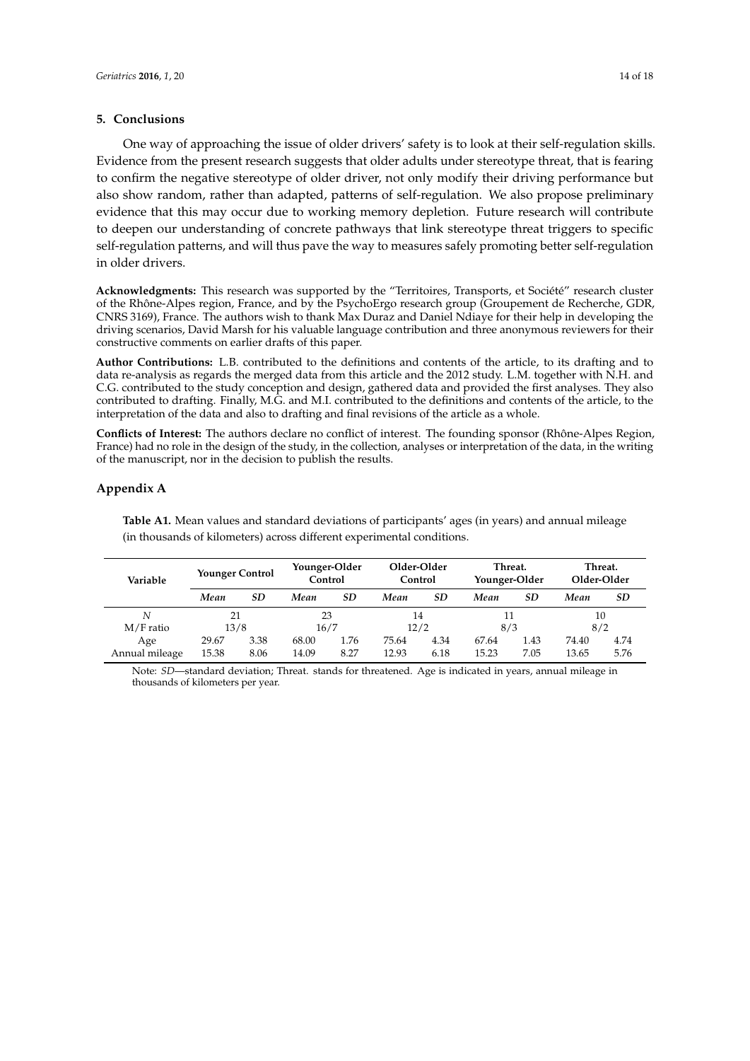## 5. Conclusions

One way of approaching the issue of older drivers' safety is to look at their self-regulation skills. Evidence from the present research suggests that older adults under stereotype threat, that is fearing to confirm the negative stereotype of older driver, not only modify their driving performance but also show random, rather than adapted, patterns of self-regulation. We also propose preliminary evidence that this may occur due to working memory depletion. Future research will contribute to deepen our understanding of concrete pathways that link stereotype threat triggers to specific self-regulation patterns, and will thus pave the way to measures safely promoting better self-regulation in older drivers.

**Acknowledgments:** This research was supported by the "Territoires, Transports, et Société" research cluster of the Rhône-Alpes region, France, and by the PsychoErgo research group (Groupement de Recherche, GDR, CNRS 3169), France. The authors wish to thank Max Duraz and Daniel Ndiaye for their help in developing the driving scenarios, David Marsh for his valuable language contribution and three anonymous reviewers for their constructive comments on earlier drafts of this paper.

**Author Contributions:** L.B. contributed to the definitions and contents of the article, to its drafting and to data re-analysis as regards the merged data from this article and the 2012 study. L.M. together with N.H. and C.G. contributed to the study conception and design, gathered data and provided the first analyses. They also contributed to drafting. Finally, M.G. and M.I. contributed to the definitions and contents of the article, to the interpretation of the data and also to drafting and final revisions of the article as a whole.

**Conflicts of Interest:** The authors declare no conflict of interest. The founding sponsor (Rhône-Alpes Region, France) had no role in the design of the study, in the collection, analyses or interpretation of the data, in the writing of the manuscript, nor in the decision to publish the results.

## Appendix A

**Table A1.** Mean values and standard deviations of participants' ages (in years) and annual mileage (in thousands of kilometers) across different experimental conditions.

| Variable | Younger Control | | Younger-Older Control | | Older-Older Control | | Threat. Younger-Older | | Threat. Older-Older | |
|---|---|---|---|---|---|---|---|---|---|---|
| | *Mean* | *SD* | *Mean* | *SD* | *Mean* | *SD* | *Mean* | *SD* | *Mean* | *SD* |
| *N* | 21 | | 23 | | 14 | | 11 | | 10 | |
| M/F ratio | 13/8 | | 16/7 | | 12/2 | | 8/3 | | 8/2 | |
| Age | 29.67 | 3.38 | 68.00 | 1.76 | 75.64 | 4.34 | 67.64 | 1.43 | 74.40 | 4.74 |
| Annual mileage | 15.38 | 8.06 | 14.09 | 8.27 | 12.93 | 6.18 | 15.23 | 7.05 | 13.65 | 5.76 |

Note: *SD*—standard deviation; Threat. stands for threatened. Age is indicated in years, annual mileage in thousands of kilometers per year.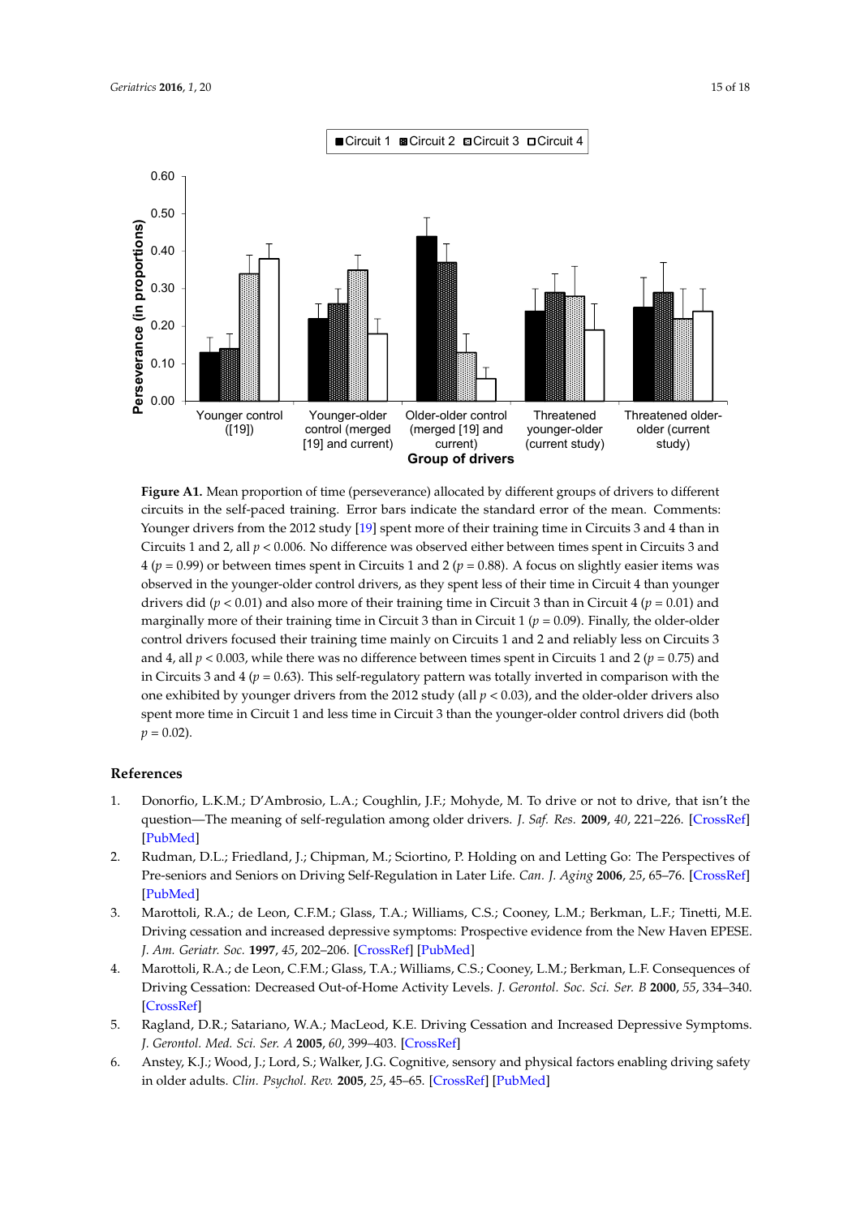**Figure A1.** Mean proportion of time (perseverance) allocated by different groups of drivers to different circuits in the self-paced training. Error bars indicate the standard error of the mean. Comments: Younger drivers from the 2012 study [19] spent more of their training time in Circuits 3 and 4 than in Circuits 1 and 2, all $p < 0.006$. No difference was observed either between times spent in Circuits 3 and 4 ($p = 0.99$) or between times spent in Circuits 1 and 2 ($p = 0.88$). A focus on slightly easier items was observed in the younger-older control drivers, as they spent less of their time in Circuit 4 than younger drivers did ($p < 0.01$) and also more of their training time in Circuit 3 than in Circuit 4 ($p = 0.01$) and marginally more of their training time in Circuit 3 than in Circuit 1 ($p = 0.09$). Finally, the older-older control drivers focused their training time mainly on Circuits 1 and 2 and reliably less on Circuits 3 and 4, all $p < 0.003$, while there was no difference between times spent in Circuits 1 and 2 ($p = 0.75$) and in Circuits 3 and 4 ($p = 0.63$). This self-regulatory pattern was totally inverted in comparison with the one exhibited by younger drivers from the 2012 study (all $p < 0.03$), and the older-older drivers also spent more time in Circuit 1 and less time in Circuit 3 than the younger-older control drivers did (both $p = 0.02$).

## References

1. Donorfio, L.K.M.; D'Ambrosio, L.A.; Coughlin, J.F.; Mohyde, M. To drive or not to drive, that isn't the question—The meaning of self-regulation among older drivers. *J. Saf. Res.* **2009**, *40*, 221–226. [CrossRef] [PubMed]
2. Rudman, D.L.; Friedland, J.; Chipman, M.; Sciortino, P. Holding on and Letting Go: The Perspectives of Pre-seniors and Seniors on Driving Self-Regulation in Later Life. *Can. J. Aging* **2006**, *25*, 65–76. [CrossRef] [PubMed]
3. Marottoli, R.A.; de Leon, C.F.M.; Glass, T.A.; Williams, C.S.; Cooney, L.M.; Berkman, L.F.; Tinetti, M.E. Driving cessation and increased depressive symptoms: Prospective evidence from the New Haven EPESE. *J. Am. Geriatr. Soc.* **1997**, *45*, 202–206. [CrossRef] [PubMed]
4. Marottoli, R.A.; de Leon, C.F.M.; Glass, T.A.; Williams, C.S.; Cooney, L.M.; Berkman, L.F. Consequences of Driving Cessation: Decreased Out-of-Home Activity Levels. *J. Gerontol. Soc. Sci. Ser. B* **2000**, *55*, 334–340. [CrossRef]
5. Ragland, D.R.; Satariano, W.A.; MacLeod, K.E. Driving Cessation and Increased Depressive Symptoms. *J. Gerontol. Med. Sci. Ser. A* **2005**, *60*, 399–403. [CrossRef]
6. Anstey, K.J.; Wood, J.; Lord, S.; Walker, J.G. Cognitive, sensory and physical factors enabling driving safety in older adults. *Clin. Psychol. Rev.* **2005**, *25*, 45–65. [CrossRef] [PubMed]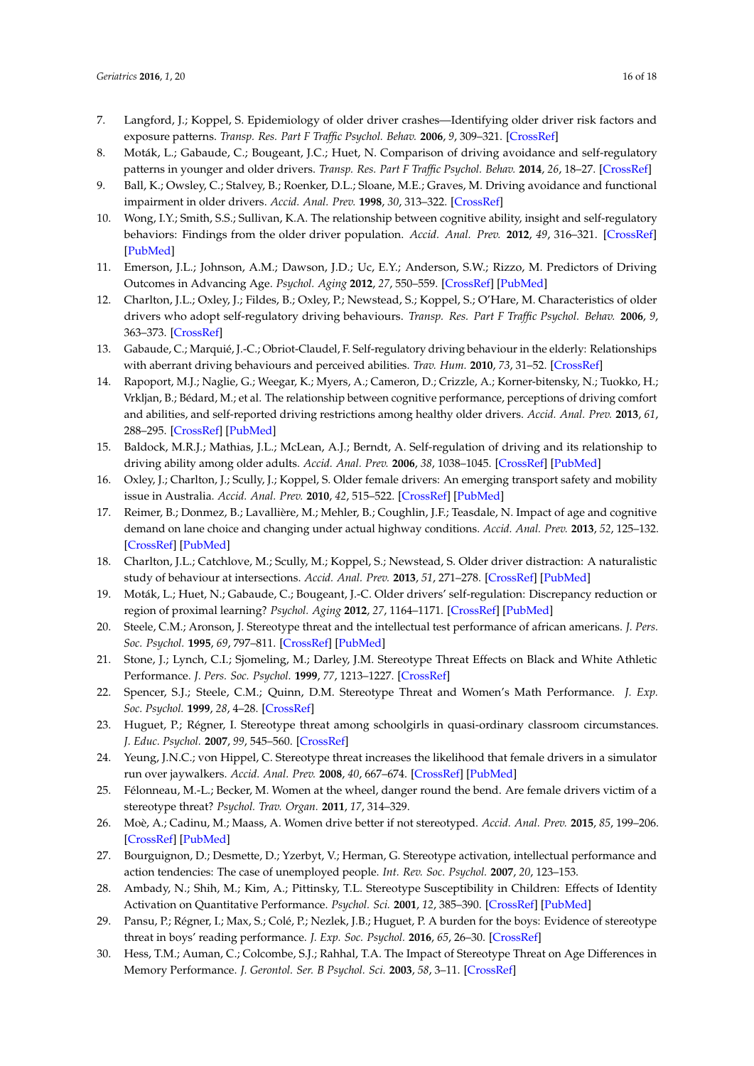7. Langford, J.; Koppel, S. Epidemiology of older driver crashes—Identifying older driver risk factors and exposure patterns. *Transp. Res. Part F Traffic Psychol. Behav.* **2006**, *9*, 309–321. [CrossRef]
8. Moták, L.; Gabaude, C.; Bougeant, J.C.; Huet, N. Comparison of driving avoidance and self-regulatory patterns in younger and older drivers. *Transp. Res. Part F Traffic Psychol. Behav.* **2014**, *26*, 18–27. [CrossRef]
9. Ball, K.; Owsley, C.; Stalvey, B.; Roenker, D.L.; Sloane, M.E.; Graves, M. Driving avoidance and functional impairment in older drivers. *Accid. Anal. Prev.* **1998**, *30*, 313–322. [CrossRef]
10. Wong, I.Y.; Smith, S.S.; Sullivan, K.A. The relationship between cognitive ability, insight and self-regulatory behaviors: Findings from the older driver population. *Accid. Anal. Prev.* **2012**, *49*, 316–321. [CrossRef] [PubMed]
11. Emerson, J.L.; Johnson, A.M.; Dawson, J.D.; Uc, E.Y.; Anderson, S.W.; Rizzo, M. Predictors of Driving Outcomes in Advancing Age. *Psychol. Aging* **2012**, *27*, 550–559. [CrossRef] [PubMed]
12. Charlton, J.L.; Oxley, J.; Fildes, B.; Oxley, P.; Newstead, S.; Koppel, S.; O'Hare, M. Characteristics of older drivers who adopt self-regulatory driving behaviours. *Transp. Res. Part F Traffic Psychol. Behav.* **2006**, *9*, 363–373. [CrossRef]
13. Gabaude, C.; Marquié, J.-C.; Obriot-Claudel, F. Self-regulatory driving behaviour in the elderly: Relationships with aberrant driving behaviours and perceived abilities. *Trav. Hum.* **2010**, *73*, 31–52. [CrossRef]
14. Rapoport, M.J.; Naglie, G.; Weegar, K.; Myers, A.; Cameron, D.; Crizzle, A.; Korner-bitensky, N.; Tuokko, H.; Vrkljan, B.; Bédard, M.; et al. The relationship between cognitive performance, perceptions of driving comfort and abilities, and self-reported driving restrictions among healthy older drivers. *Accid. Anal. Prev.* **2013**, *61*, 288–295. [CrossRef] [PubMed]
15. Baldock, M.R.J.; Mathias, J.L.; McLean, A.J.; Berndt, A. Self-regulation of driving and its relationship to driving ability among older adults. *Accid. Anal. Prev.* **2006**, *38*, 1038–1045. [CrossRef] [PubMed]
16. Oxley, J.; Charlton, J.; Scully, J.; Koppel, S. Older female drivers: An emerging transport safety and mobility issue in Australia. *Accid. Anal. Prev.* **2010**, *42*, 515–522. [CrossRef] [PubMed]
17. Reimer, B.; Donmez, B.; Lavallière, M.; Mehler, B.; Coughlin, J.F.; Teasdale, N. Impact of age and cognitive demand on lane choice and changing under actual highway conditions. *Accid. Anal. Prev.* **2013**, *52*, 125–132. [CrossRef] [PubMed]
18. Charlton, J.L.; Catchlove, M.; Scully, M.; Koppel, S.; Newstead, S. Older driver distraction: A naturalistic study of behaviour at intersections. *Accid. Anal. Prev.* **2013**, *51*, 271–278. [CrossRef] [PubMed]
19. Moták, L.; Huet, N.; Gabaude, C.; Bougeant, J.-C. Older drivers' self-regulation: Discrepancy reduction or region of proximal learning? *Psychol. Aging* **2012**, *27*, 1164–1171. [CrossRef] [PubMed]
20. Steele, C.M.; Aronson, J. Stereotype threat and the intellectual test performance of african americans. *J. Pers. Soc. Psychol.* **1995**, *69*, 797–811. [CrossRef] [PubMed]
21. Stone, J.; Lynch, C.I.; Sjomeling, M.; Darley, J.M. Stereotype Threat Effects on Black and White Athletic Performance. *J. Pers. Soc. Psychol.* **1999**, *77*, 1213–1227. [CrossRef]
22. Spencer, S.J.; Steele, C.M.; Quinn, D.M. Stereotype Threat and Women's Math Performance. *J. Exp. Soc. Psychol.* **1999**, *28*, 4–28. [CrossRef]
23. Huguet, P.; Régner, I. Stereotype threat among schoolgirls in quasi-ordinary classroom circumstances. *J. Educ. Psychol.* **2007**, *99*, 545–560. [CrossRef]
24. Yeung, J.N.C.; von Hippel, C. Stereotype threat increases the likelihood that female drivers in a simulator run over jaywalkers. *Accid. Anal. Prev.* **2008**, *40*, 667–674. [CrossRef] [PubMed]
25. Félonneau, M.-L.; Becker, M. Women at the wheel, danger round the bend. Are female drivers victim of a stereotype threat? *Psychol. Trav. Organ.* **2011**, *17*, 314–329.
26. Moè, A.; Cadinu, M.; Maass, A. Women drive better if not stereotyped. *Accid. Anal. Prev.* **2015**, *85*, 199–206. [CrossRef] [PubMed]
27. Bourguignon, D.; Desmette, D.; Yzerbyt, V.; Herman, G. Stereotype activation, intellectual performance and action tendencies: The case of unemployed people. *Int. Rev. Soc. Psychol.* **2007**, *20*, 123–153.
28. Ambady, N.; Shih, M.; Kim, A.; Pittinsky, T.L. Stereotype Susceptibility in Children: Effects of Identity Activation on Quantitative Performance. *Psychol. Sci.* **2001**, *12*, 385–390. [CrossRef] [PubMed]
29. Pansu, P.; Régner, I.; Max, S.; Colé, P.; Nezlek, J.B.; Huguet, P. A burden for the boys: Evidence of stereotype threat in boys' reading performance. *J. Exp. Soc. Psychol.* **2016**, *65*, 26–30. [CrossRef]
30. Hess, T.M.; Auman, C.; Colcombe, S.J.; Rahhal, T.A. The Impact of Stereotype Threat on Age Differences in Memory Performance. *J. Gerontol. Ser. B Psychol. Sci.* **2003**, *58*, 3–11. [CrossRef]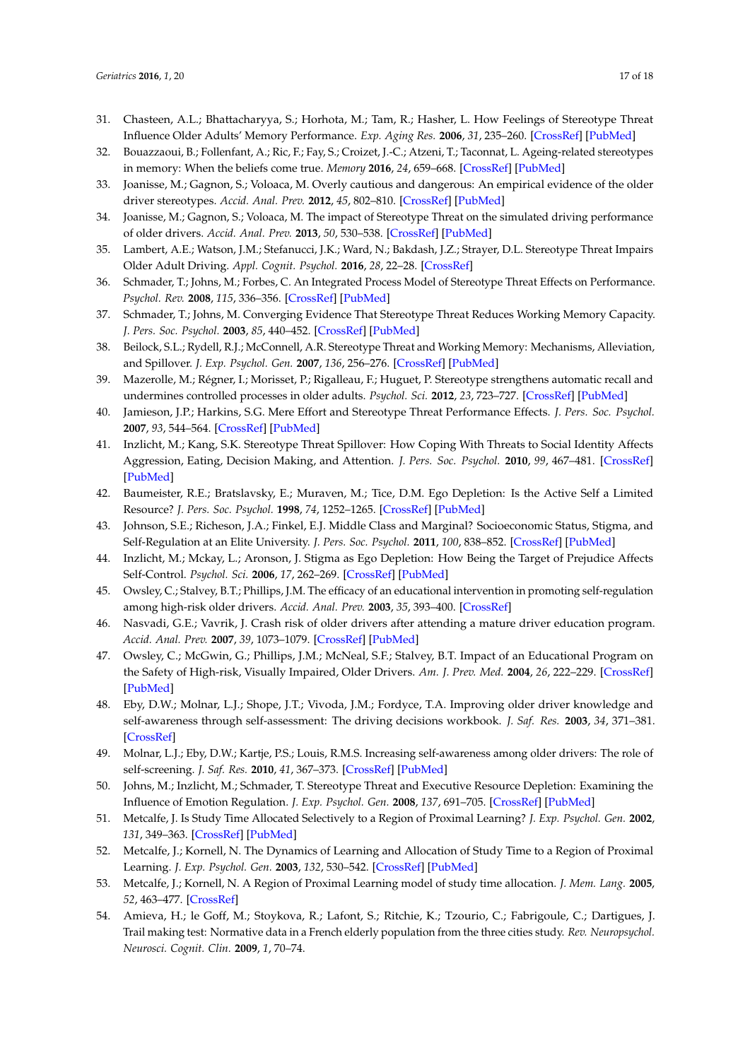31. Chasteen, A.L.; Bhattacharyya, S.; Horhota, M.; Tam, R.; Hasher, L. How Feelings of Stereotype Threat Influence Older Adults' Memory Performance. *Exp. Aging Res.* **2006**, *31*, 235–260. [CrossRef] [PubMed]
32. Bouazzaoui, B.; Follenfant, A.; Ric, F.; Fay, S.; Croizet, J.-C.; Atzeni, T.; Taconnat, L. Ageing-related stereotypes in memory: When the beliefs come true. *Memory* **2016**, *24*, 659–668. [CrossRef] [PubMed]
33. Joanisse, M.; Gagnon, S.; Voloaca, M. Overly cautious and dangerous: An empirical evidence of the older driver stereotypes. *Accid. Anal. Prev.* **2012**, *45*, 802–810. [CrossRef] [PubMed]
34. Joanisse, M.; Gagnon, S.; Voloaca, M. The impact of Stereotype Threat on the simulated driving performance of older drivers. *Accid. Anal. Prev.* **2013**, *50*, 530–538. [CrossRef] [PubMed]
35. Lambert, A.E.; Watson, J.M.; Stefanucci, J.K.; Ward, N.; Bakdash, J.Z.; Strayer, D.L. Stereotype Threat Impairs Older Adult Driving. *Appl. Cognit. Psychol.* **2016**, *28*, 22–28. [CrossRef]
36. Schmader, T.; Johns, M.; Forbes, C. An Integrated Process Model of Stereotype Threat Effects on Performance. *Psychol. Rev.* **2008**, *115*, 336–356. [CrossRef] [PubMed]
37. Schmader, T.; Johns, M. Converging Evidence That Stereotype Threat Reduces Working Memory Capacity. *J. Pers. Soc. Psychol.* **2003**, *85*, 440–452. [CrossRef] [PubMed]
38. Beilock, S.L.; Rydell, R.J.; McConnell, A.R. Stereotype Threat and Working Memory: Mechanisms, Alleviation, and Spillover. *J. Exp. Psychol. Gen.* **2007**, *136*, 256–276. [CrossRef] [PubMed]
39. Mazerolle, M.; Régner, I.; Morisset, P.; Rigalleau, F.; Huguet, P. Stereotype threat strengthens automatic recall and undermines controlled processes in older adults. *Psychol. Sci.* **2012**, *23*, 723–727. [CrossRef] [PubMed]
40. Jamieson, J.P.; Harkins, S.G. Mere Effort and Stereotype Threat Performance Effects. *J. Pers. Soc. Psychol.* **2007**, *93*, 544–564. [CrossRef] [PubMed]
41. Inzlicht, M.; Kang, S.K. Stereotype Threat Spillover: How Coping With Threats to Social Identity Affects Aggression, Eating, Decision Making, and Attention. *J. Pers. Soc. Psychol.* **2010**, *99*, 467–481. [CrossRef] [PubMed]
42. Baumeister, R.E.; Bratslavsky, E.; Muraven, M.; Tice, D.M. Ego Depletion: Is the Active Self a Limited Resource? *J. Pers. Soc. Psychol.* **1998**, *74*, 1252–1265. [CrossRef] [PubMed]
43. Johnson, S.E.; Richeson, J.A.; Finkel, E.J. Middle Class and Marginal? Socioeconomic Status, Stigma, and Self-Regulation at an Elite University. *J. Pers. Soc. Psychol.* **2011**, *100*, 838–852. [CrossRef] [PubMed]
44. Inzlicht, M.; Mckay, L.; Aronson, J. Stigma as Ego Depletion: How Being the Target of Prejudice Affects Self-Control. *Psychol. Sci.* **2006**, *17*, 262–269. [CrossRef] [PubMed]
45. Owsley, C.; Stalvey, B.T.; Phillips, J.M. The efficacy of an educational intervention in promoting self-regulation among high-risk older drivers. *Accid. Anal. Prev.* **2003**, *35*, 393–400. [CrossRef]
46. Nasvadi, G.E.; Vavrik, J. Crash risk of older drivers after attending a mature driver education program. *Accid. Anal. Prev.* **2007**, *39*, 1073–1079. [CrossRef] [PubMed]
47. Owsley, C.; McGwin, G.; Phillips, J.M.; McNeal, S.F.; Stalvey, B.T. Impact of an Educational Program on the Safety of High-risk, Visually Impaired, Older Drivers. *Am. J. Prev. Med.* **2004**, *26*, 222–229. [CrossRef] [PubMed]
48. Eby, D.W.; Molnar, L.J.; Shope, J.T.; Vivoda, J.M.; Fordyce, T.A. Improving older driver knowledge and self-awareness through self-assessment: The driving decisions workbook. *J. Saf. Res.* **2003**, *34*, 371–381. [CrossRef]
49. Molnar, L.J.; Eby, D.W.; Kartje, P.S.; Louis, R.M.S. Increasing self-awareness among older drivers: The role of self-screening. *J. Saf. Res.* **2010**, *41*, 367–373. [CrossRef] [PubMed]
50. Johns, M.; Inzlicht, M.; Schmader, T. Stereotype Threat and Executive Resource Depletion: Examining the Influence of Emotion Regulation. *J. Exp. Psychol. Gen.* **2008**, *137*, 691–705. [CrossRef] [PubMed]
51. Metcalfe, J. Is Study Time Allocated Selectively to a Region of Proximal Learning? *J. Exp. Psychol. Gen.* **2002**, *131*, 349–363. [CrossRef] [PubMed]
52. Metcalfe, J.; Kornell, N. The Dynamics of Learning and Allocation of Study Time to a Region of Proximal Learning. *J. Exp. Psychol. Gen.* **2003**, *132*, 530–542. [CrossRef] [PubMed]
53. Metcalfe, J.; Kornell, N. A Region of Proximal Learning model of study time allocation. *J. Mem. Lang.* **2005**, *52*, 463–477. [CrossRef]
54. Amieva, H.; le Goff, M.; Stoykova, R.; Lafont, S.; Ritchie, K.; Tzourio, C.; Fabrigoule, C.; Dartigues, J. Trail making test: Normative data in a French elderly population from the three cities study. *Rev. Neuropsychol. Neurosci. Cognit. Clin.* **2009**, *1*, 70–74.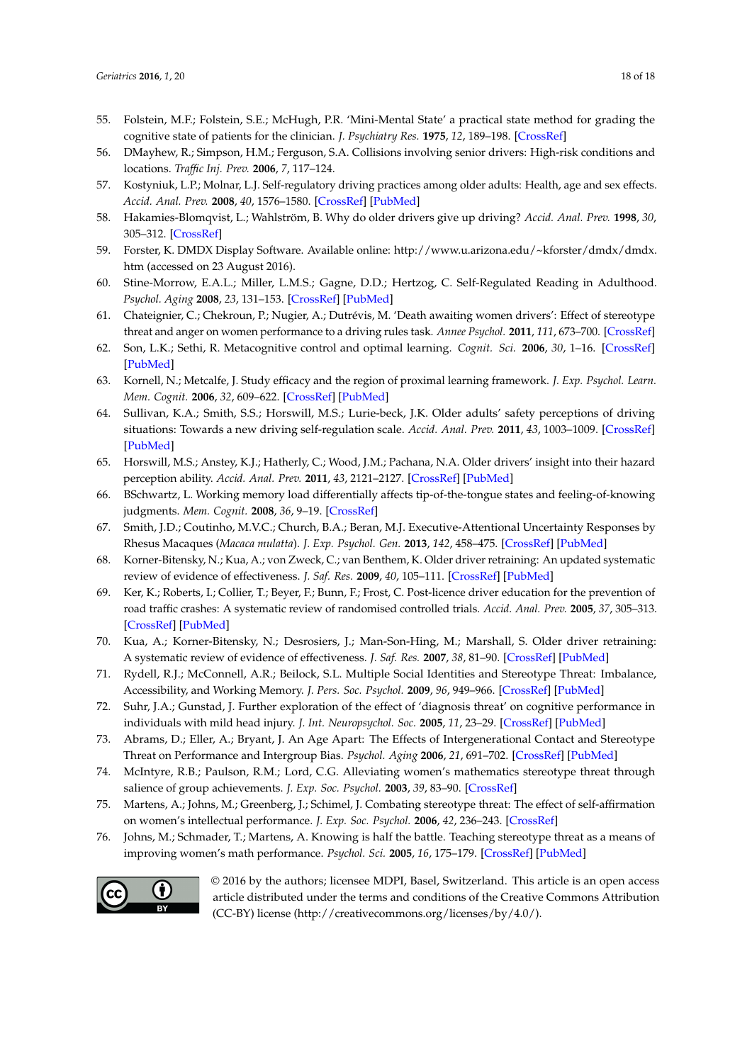55. Folstein, M.F.; Folstein, S.E.; McHugh, P.R. 'Mini-Mental State' a practical state method for grading the cognitive state of patients for the clinician. *J. Psychiatry Res.* **1975**, *12*, 189–198. [CrossRef]
56. DMayhew, R.; Simpson, H.M.; Ferguson, S.A. Collisions involving senior drivers: High-risk conditions and locations. *Traffic Inj. Prev.* **2006**, *7*, 117–124.
57. Kostyniuk, L.P.; Molnar, L.J. Self-regulatory driving practices among older adults: Health, age and sex effects. *Accid. Anal. Prev.* **2008**, *40*, 1576–1580. [CrossRef] [PubMed]
58. Hakamies-Blomqvist, L.; Wahlström, B. Why do older drivers give up driving? *Accid. Anal. Prev.* **1998**, *30*, 305–312. [CrossRef]
59. Forster, K. DMDX Display Software. Available online: http://www.u.arizona.edu/~kforster/dmdx/dmdx.htm (accessed on 23 August 2016).
60. Stine-Morrow, E.A.L.; Miller, L.M.S.; Gagne, D.D.; Hertzog, C. Self-Regulated Reading in Adulthood. *Psychol. Aging* **2008**, *23*, 131–153. [CrossRef] [PubMed]
61. Chateignier, C.; Chekroun, P.; Nugier, A.; Dutrévis, M. 'Death awaiting women drivers': Effect of stereotype threat and anger on women performance to a driving rules task. *Annee Psychol.* **2011**, *111*, 673–700. [CrossRef]
62. Son, L.K.; Sethi, R. Metacognitive control and optimal learning. *Cognit. Sci.* **2006**, *30*, 1–16. [CrossRef] [PubMed]
63. Kornell, N.; Metcalfe, J. Study efficacy and the region of proximal learning framework. *J. Exp. Psychol. Learn. Mem. Cognit.* **2006**, *32*, 609–622. [CrossRef] [PubMed]
64. Sullivan, K.A.; Smith, S.S.; Horswill, M.S.; Lurie-beck, J.K. Older adults' safety perceptions of driving situations: Towards a new driving self-regulation scale. *Accid. Anal. Prev.* **2011**, *43*, 1003–1009. [CrossRef] [PubMed]
65. Horswill, M.S.; Anstey, K.J.; Hatherly, C.; Wood, J.M.; Pachana, N.A. Older drivers' insight into their hazard perception ability. *Accid. Anal. Prev.* **2011**, *43*, 2121–2127. [CrossRef] [PubMed]
66. BSchwartz, L. Working memory load differentially affects tip-of-the-tongue states and feeling-of-knowing judgments. *Mem. Cognit.* **2008**, *36*, 9–19. [CrossRef]
67. Smith, J.D.; Coutinho, M.V.C.; Church, B.A.; Beran, M.J. Executive-Attentional Uncertainty Responses by Rhesus Macaques (*Macaca mulatta*). *J. Exp. Psychol. Gen.* **2013**, *142*, 458–475. [CrossRef] [PubMed]
68. Korner-Bitensky, N.; Kua, A.; von Zweck, C.; van Benthem, K. Older driver retraining: An updated systematic review of evidence of effectiveness. *J. Saf. Res.* **2009**, *40*, 105–111. [CrossRef] [PubMed]
69. Ker, K.; Roberts, I.; Collier, T.; Beyer, F.; Bunn, F.; Frost, C. Post-licence driver education for the prevention of road traffic crashes: A systematic review of randomised controlled trials. *Accid. Anal. Prev.* **2005**, *37*, 305–313. [CrossRef] [PubMed]
70. Kua, A.; Korner-Bitensky, N.; Desrosiers, J.; Man-Son-Hing, M.; Marshall, S. Older driver retraining: A systematic review of evidence of effectiveness. *J. Saf. Res.* **2007**, *38*, 81–90. [CrossRef] [PubMed]
71. Rydell, R.J.; McConnell, A.R.; Beilock, S.L. Multiple Social Identities and Stereotype Threat: Imbalance, Accessibility, and Working Memory. *J. Pers. Soc. Psychol.* **2009**, *96*, 949–966. [CrossRef] [PubMed]
72. Suhr, J.A.; Gunstad, J. Further exploration of the effect of 'diagnosis threat' on cognitive performance in individuals with mild head injury. *J. Int. Neuropsychol. Soc.* **2005**, *11*, 23–29. [CrossRef] [PubMed]
73. Abrams, D.; Eller, A.; Bryant, J. An Age Apart: The Effects of Intergenerational Contact and Stereotype Threat on Performance and Intergroup Bias. *Psychol. Aging* **2006**, *21*, 691–702. [CrossRef] [PubMed]
74. McIntyre, R.B.; Paulson, R.M.; Lord, C.G. Alleviating women's mathematics stereotype threat through salience of group achievements. *J. Exp. Soc. Psychol.* **2003**, *39*, 83–90. [CrossRef]
75. Martens, A.; Johns, M.; Greenberg, J.; Schimel, J. Combating stereotype threat: The effect of self-affirmation on women's intellectual performance. *J. Exp. Soc. Psychol.* **2006**, *42*, 236–243. [CrossRef]
76. Johns, M.; Schmader, T.; Martens, A. Knowing is half the battle. Teaching stereotype threat as a means of improving women's math performance. *Psychol. Sci.* **2005**, *16*, 175–179. [CrossRef] [PubMed]

© 2016 by the authors; licensee MDPI, Basel, Switzerland. This article is an open access article distributed under the terms and conditions of the Creative Commons Attribution (CC-BY) license (http://creativecommons.org/licenses/by/4.0/).